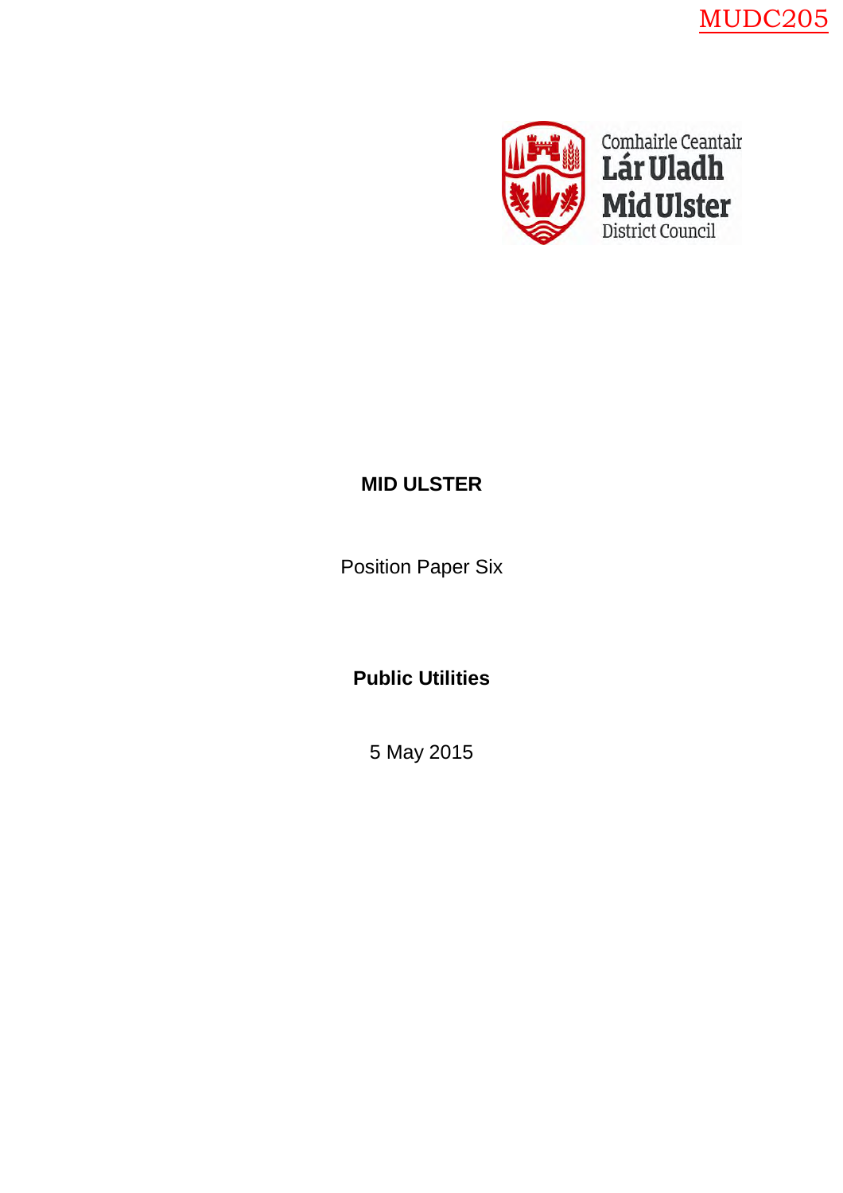MUDC205

Comhairle Ceantair
Lár Uladh
Mid Ulster
District Council

# MID ULSTER

Position Paper Six

## Public Utilities

5 May 2015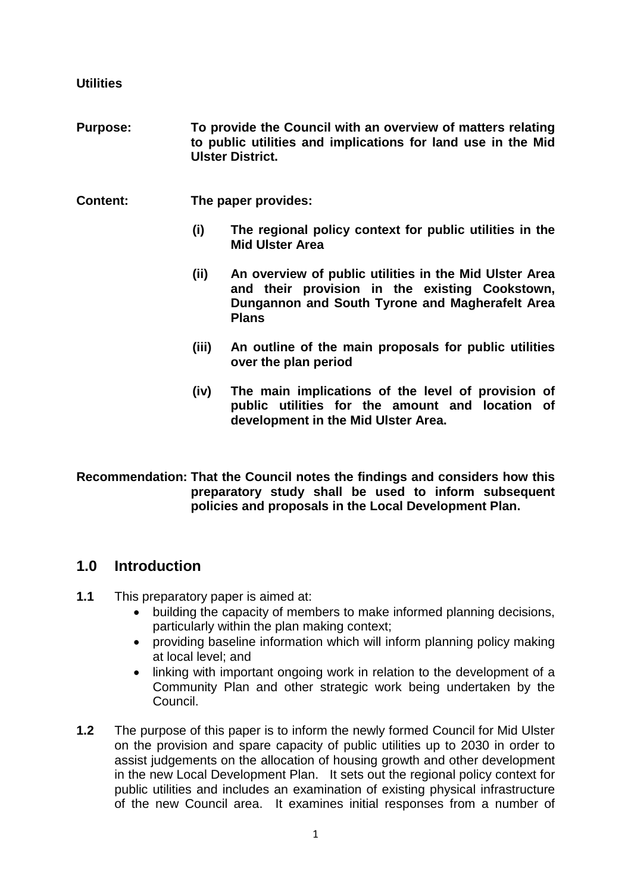**Utilities**

**Purpose:** **To provide the Council with an overview of matters relating to public utilities and implications for land use in the Mid Ulster District.**

**Content:** **The paper provides:**

- **(i) The regional policy context for public utilities in the Mid Ulster Area**
- **(ii) An overview of public utilities in the Mid Ulster Area and their provision in the existing Cookstown, Dungannon and South Tyrone and Magherafelt Area Plans**
- **(iii) An outline of the main proposals for public utilities over the plan period**
- **(iv) The main implications of the level of provision of public utilities for the amount and location of development in the Mid Ulster Area.**

**Recommendation: That the Council notes the findings and considers how this preparatory study shall be used to inform subsequent policies and proposals in the Local Development Plan.**

## 1.0 Introduction

**1.1** This preparatory paper is aimed at:

- building the capacity of members to make informed planning decisions, particularly within the plan making context;
- providing baseline information which will inform planning policy making at local level; and
- linking with important ongoing work in relation to the development of a Community Plan and other strategic work being undertaken by the Council.

**1.2** The purpose of this paper is to inform the newly formed Council for Mid Ulster on the provision and spare capacity of public utilities up to 2030 in order to assist judgements on the allocation of housing growth and other development in the new Local Development Plan. It sets out the regional policy context for public utilities and includes an examination of existing physical infrastructure of the new Council area. It examines initial responses from a number of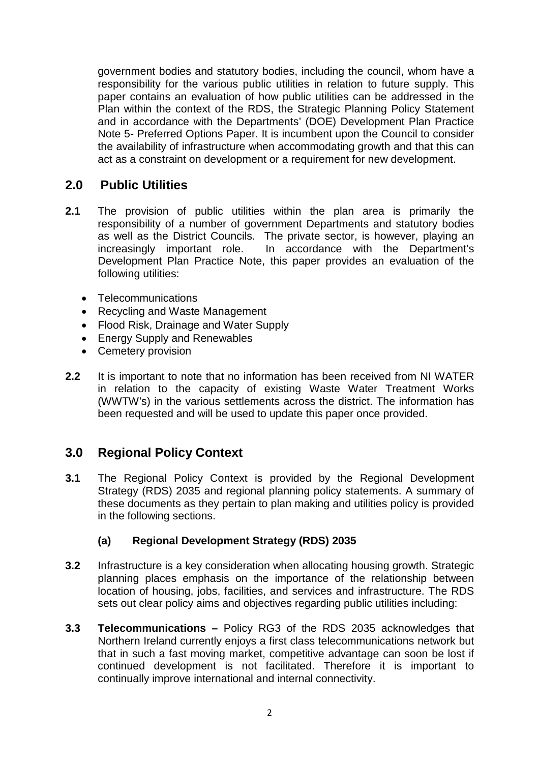government bodies and statutory bodies, including the council, whom have a responsibility for the various public utilities in relation to future supply. This paper contains an evaluation of how public utilities can be addressed in the Plan within the context of the RDS, the Strategic Planning Policy Statement and in accordance with the Departments' (DOE) Development Plan Practice Note 5- Preferred Options Paper. It is incumbent upon the Council to consider the availability of infrastructure when accommodating growth and that this can act as a constraint on development or a requirement for new development.

## 2.0 Public Utilities

**2.1** The provision of public utilities within the plan area is primarily the responsibility of a number of government Departments and statutory bodies as well as the District Councils. The private sector, is however, playing an increasingly important role. In accordance with the Department's Development Plan Practice Note, this paper provides an evaluation of the following utilities:

- Telecommunications
- Recycling and Waste Management
- Flood Risk, Drainage and Water Supply
- Energy Supply and Renewables
- Cemetery provision

**2.2** It is important to note that no information has been received from NI WATER in relation to the capacity of existing Waste Water Treatment Works (WWTW's) in the various settlements across the district. The information has been requested and will be used to update this paper once provided.

## 3.0 Regional Policy Context

**3.1** The Regional Policy Context is provided by the Regional Development Strategy (RDS) 2035 and regional planning policy statements. A summary of these documents as they pertain to plan making and utilities policy is provided in the following sections.

### (a) Regional Development Strategy (RDS) 2035

**3.2** Infrastructure is a key consideration when allocating housing growth. Strategic planning places emphasis on the importance of the relationship between location of housing, jobs, facilities, and services and infrastructure. The RDS sets out clear policy aims and objectives regarding public utilities including:

**3.3** **Telecommunications –** Policy RG3 of the RDS 2035 acknowledges that Northern Ireland currently enjoys a first class telecommunications network but that in such a fast moving market, competitive advantage can soon be lost if continued development is not facilitated. Therefore it is important to continually improve international and internal connectivity.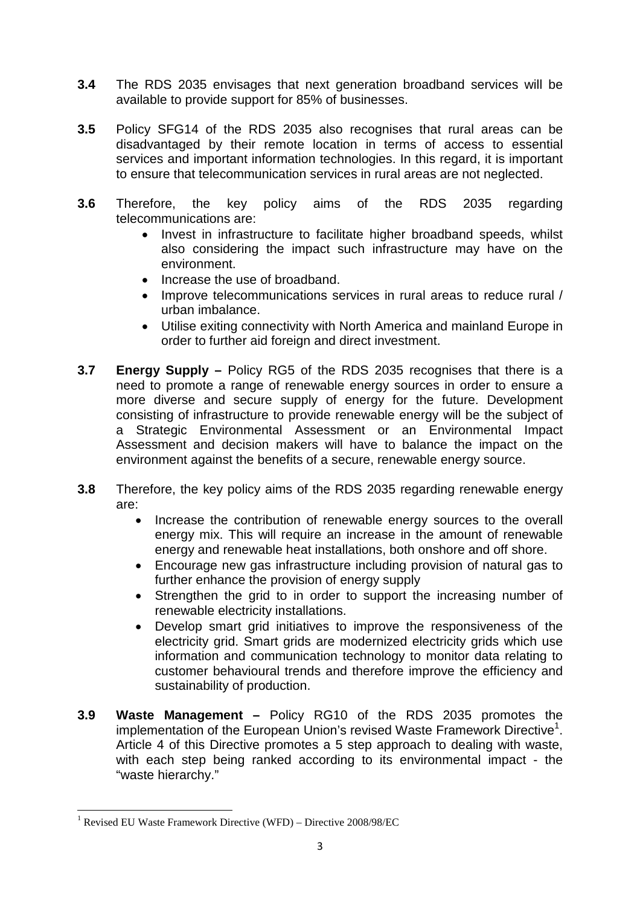**3.4** The RDS 2035 envisages that next generation broadband services will be available to provide support for 85% of businesses.

**3.5** Policy SFG14 of the RDS 2035 also recognises that rural areas can be disadvantaged by their remote location in terms of access to essential services and important information technologies. In this regard, it is important to ensure that telecommunication services in rural areas are not neglected.

**3.6** Therefore, the key policy aims of the RDS 2035 regarding telecommunications are:

- Invest in infrastructure to facilitate higher broadband speeds, whilst also considering the impact such infrastructure may have on the environment.
- Increase the use of broadband.
- Improve telecommunications services in rural areas to reduce rural / urban imbalance.
- Utilise exiting connectivity with North America and mainland Europe in order to further aid foreign and direct investment.

**3.7** **Energy Supply –** Policy RG5 of the RDS 2035 recognises that there is a need to promote a range of renewable energy sources in order to ensure a more diverse and secure supply of energy for the future. Development consisting of infrastructure to provide renewable energy will be the subject of a Strategic Environmental Assessment or an Environmental Impact Assessment and decision makers will have to balance the impact on the environment against the benefits of a secure, renewable energy source.

**3.8** Therefore, the key policy aims of the RDS 2035 regarding renewable energy are:

- Increase the contribution of renewable energy sources to the overall energy mix. This will require an increase in the amount of renewable energy and renewable heat installations, both onshore and off shore.
- Encourage new gas infrastructure including provision of natural gas to further enhance the provision of energy supply
- Strengthen the grid to in order to support the increasing number of renewable electricity installations.
- Develop smart grid initiatives to improve the responsiveness of the electricity grid. Smart grids are modernized electricity grids which use information and communication technology to monitor data relating to customer behavioural trends and therefore improve the efficiency and sustainability of production.

**3.9** **Waste Management –** Policy RG10 of the RDS 2035 promotes the implementation of the European Union's revised Waste Framework Directive[1]. Article 4 of this Directive promotes a 5 step approach to dealing with waste, with each step being ranked according to its environmental impact - the "waste hierarchy."

---

[1] Revised EU Waste Framework Directive (WFD) – Directive 2008/98/EC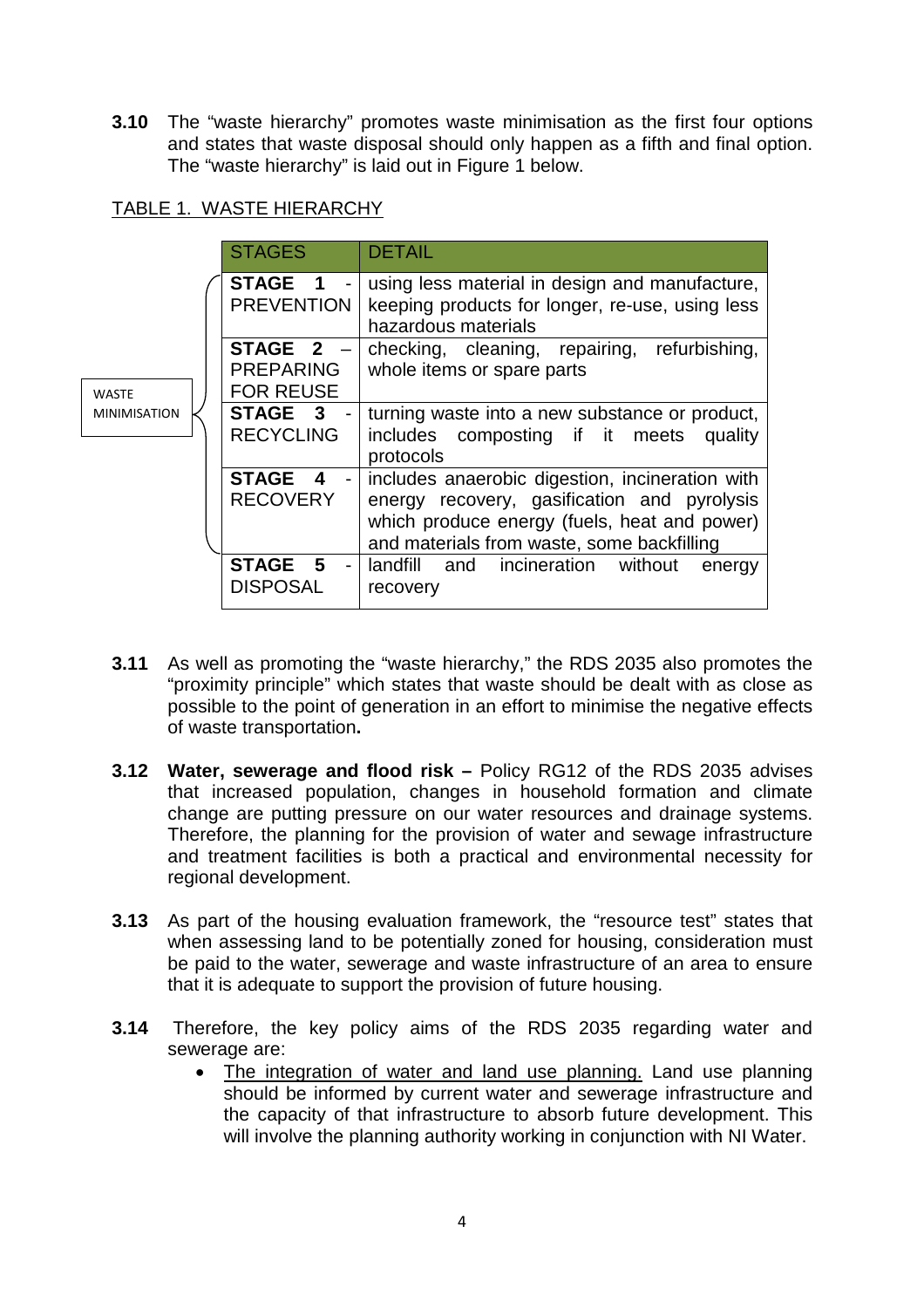**3.10** The "waste hierarchy" promotes waste minimisation as the first four options and states that waste disposal should only happen as a fifth and final option. The "waste hierarchy" is laid out in Figure 1 below.

TABLE 1. WASTE HIERARCHY

| | STAGES | DETAIL |
|---|---|---|
| WASTE MINIMISATION | **STAGE 1** - PREVENTION | using less material in design and manufacture, keeping products for longer, re-use, using less hazardous materials |
| | **STAGE 2** – PREPARING FOR REUSE | checking, cleaning, repairing, refurbishing, whole items or spare parts |
| | **STAGE 3** - RECYCLING | turning waste into a new substance or product, includes composting if it meets quality protocols |
| | **STAGE 4** - RECOVERY | includes anaerobic digestion, incineration with energy recovery, gasification and pyrolysis which produce energy (fuels, heat and power) and materials from waste, some backfilling |
| | **STAGE 5** - DISPOSAL | landfill and incineration without energy recovery |

**3.11** As well as promoting the "waste hierarchy," the RDS 2035 also promotes the "proximity principle" which states that waste should be dealt with as close as possible to the point of generation in an effort to minimise the negative effects of waste transportation**.**

**3.12** **Water, sewerage and flood risk –** Policy RG12 of the RDS 2035 advises that increased population, changes in household formation and climate change are putting pressure on our water resources and drainage systems. Therefore, the planning for the provision of water and sewage infrastructure and treatment facilities is both a practical and environmental necessity for regional development.

**3.13** As part of the housing evaluation framework, the "resource test" states that when assessing land to be potentially zoned for housing, consideration must be paid to the water, sewerage and waste infrastructure of an area to ensure that it is adequate to support the provision of future housing.

**3.14** Therefore, the key policy aims of the RDS 2035 regarding water and sewerage are:

- <u>The integration of water and land use planning.</u> Land use planning should be informed by current water and sewerage infrastructure and the capacity of that infrastructure to absorb future development. This will involve the planning authority working in conjunction with NI Water.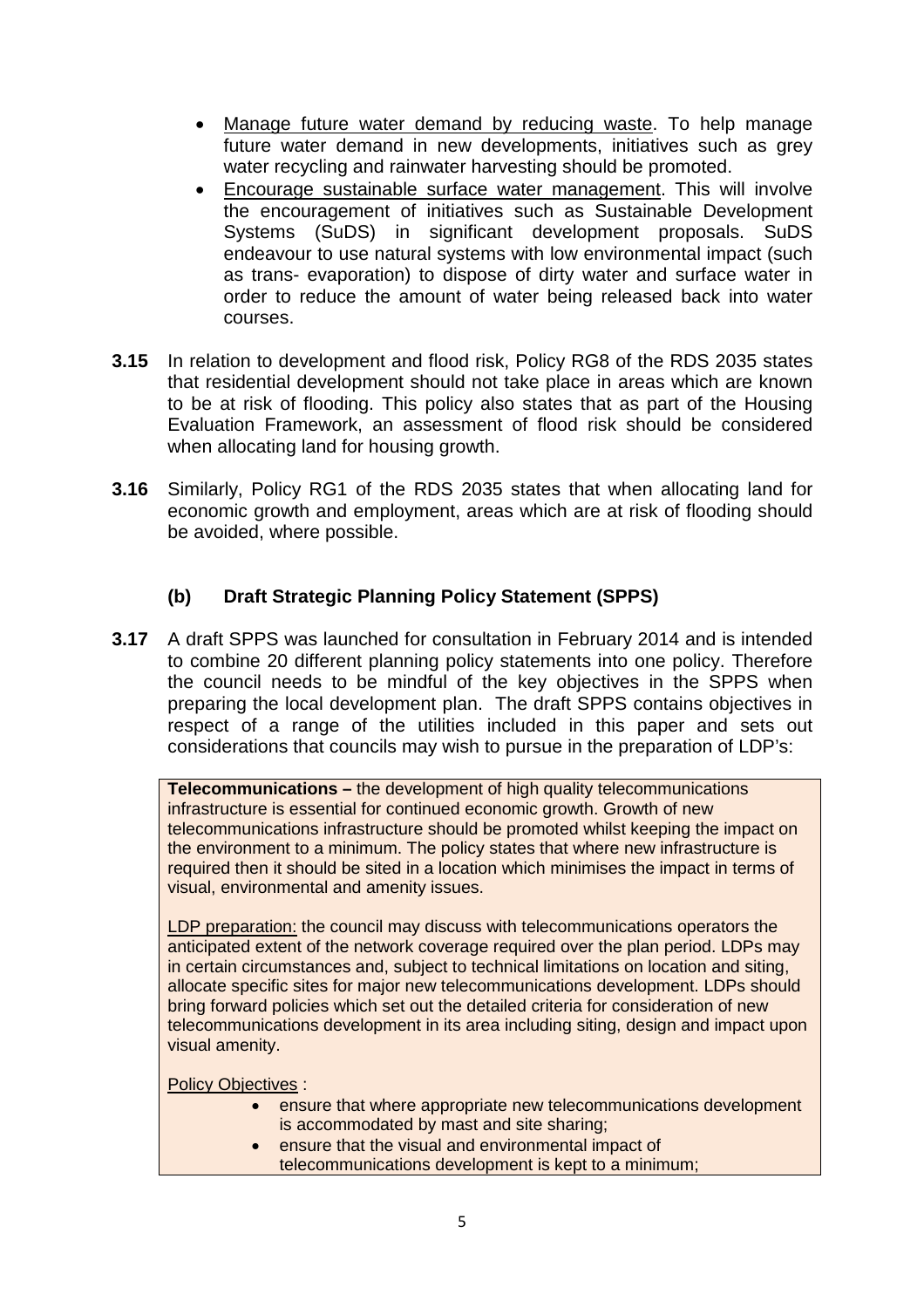- Manage future water demand by reducing waste. To help manage future water demand in new developments, initiatives such as grey water recycling and rainwater harvesting should be promoted.
- Encourage sustainable surface water management. This will involve the encouragement of initiatives such as Sustainable Development Systems (SuDS) in significant development proposals. SuDS endeavour to use natural systems with low environmental impact (such as trans- evaporation) to dispose of dirty water and surface water in order to reduce the amount of water being released back into water courses.

**3.15** In relation to development and flood risk, Policy RG8 of the RDS 2035 states that residential development should not take place in areas which are known to be at risk of flooding. This policy also states that as part of the Housing Evaluation Framework, an assessment of flood risk should be considered when allocating land for housing growth.

**3.16** Similarly, Policy RG1 of the RDS 2035 states that when allocating land for economic growth and employment, areas which are at risk of flooding should be avoided, where possible.

### (b) Draft Strategic Planning Policy Statement (SPPS)

**3.17** A draft SPPS was launched for consultation in February 2014 and is intended to combine 20 different planning policy statements into one policy. Therefore the council needs to be mindful of the key objectives in the SPPS when preparing the local development plan. The draft SPPS contains objectives in respect of a range of the utilities included in this paper and sets out considerations that councils may wish to pursue in the preparation of LDP's:

**Telecommunications –** the development of high quality telecommunications infrastructure is essential for continued economic growth. Growth of new telecommunications infrastructure should be promoted whilst keeping the impact on the environment to a minimum. The policy states that where new infrastructure is required then it should be sited in a location which minimises the impact in terms of visual, environmental and amenity issues.

LDP preparation: the council may discuss with telecommunications operators the anticipated extent of the network coverage required over the plan period. LDPs may in certain circumstances and, subject to technical limitations on location and siting, allocate specific sites for major new telecommunications development. LDPs should bring forward policies which set out the detailed criteria for consideration of new telecommunications development in its area including siting, design and impact upon visual amenity.

Policy Objectives :

- ensure that where appropriate new telecommunications development is accommodated by mast and site sharing;
- ensure that the visual and environmental impact of telecommunications development is kept to a minimum;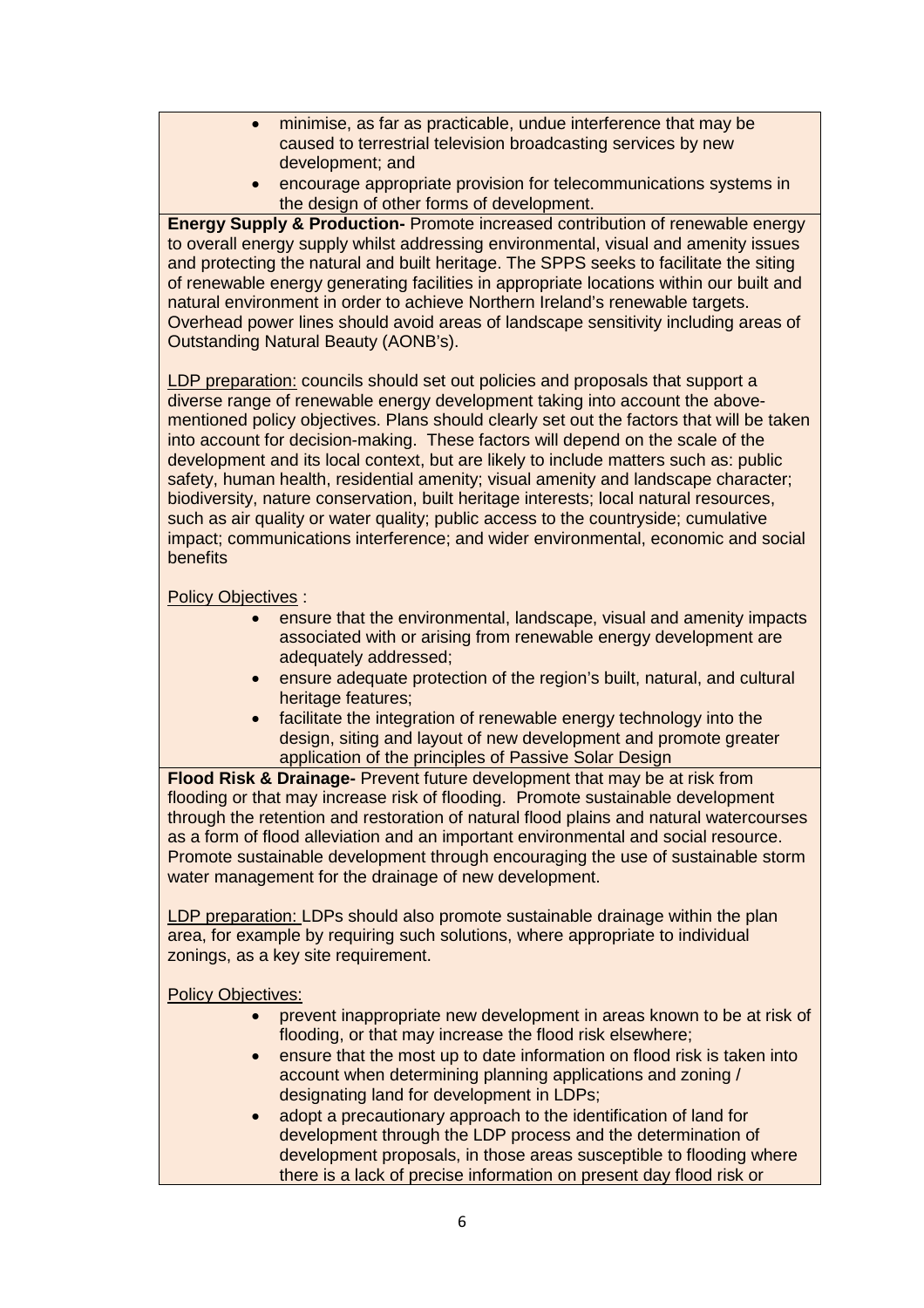- minimise, as far as practicable, undue interference that may be caused to terrestrial television broadcasting services by new development; and
- encourage appropriate provision for telecommunications systems in the design of other forms of development.

**Energy Supply & Production-** Promote increased contribution of renewable energy to overall energy supply whilst addressing environmental, visual and amenity issues and protecting the natural and built heritage. The SPPS seeks to facilitate the siting of renewable energy generating facilities in appropriate locations within our built and natural environment in order to achieve Northern Ireland's renewable targets. Overhead power lines should avoid areas of landscape sensitivity including areas of Outstanding Natural Beauty (AONB's).

LDP preparation: councils should set out policies and proposals that support a diverse range of renewable energy development taking into account the above-mentioned policy objectives. Plans should clearly set out the factors that will be taken into account for decision-making. These factors will depend on the scale of the development and its local context, but are likely to include matters such as: public safety, human health, residential amenity; visual amenity and landscape character; biodiversity, nature conservation, built heritage interests; local natural resources, such as air quality or water quality; public access to the countryside; cumulative impact; communications interference; and wider environmental, economic and social benefits

Policy Objectives :

- ensure that the environmental, landscape, visual and amenity impacts associated with or arising from renewable energy development are adequately addressed;
- ensure adequate protection of the region's built, natural, and cultural heritage features;
- facilitate the integration of renewable energy technology into the design, siting and layout of new development and promote greater application of the principles of Passive Solar Design

**Flood Risk & Drainage-** Prevent future development that may be at risk from flooding or that may increase risk of flooding. Promote sustainable development through the retention and restoration of natural flood plains and natural watercourses as a form of flood alleviation and an important environmental and social resource. Promote sustainable development through encouraging the use of sustainable storm water management for the drainage of new development.

LDP preparation: LDPs should also promote sustainable drainage within the plan area, for example by requiring such solutions, where appropriate to individual zonings, as a key site requirement.

Policy Objectives:

- prevent inappropriate new development in areas known to be at risk of flooding, or that may increase the flood risk elsewhere;
- ensure that the most up to date information on flood risk is taken into account when determining planning applications and zoning / designating land for development in LDPs;
- adopt a precautionary approach to the identification of land for development through the LDP process and the determination of development proposals, in those areas susceptible to flooding where there is a lack of precise information on present day flood risk or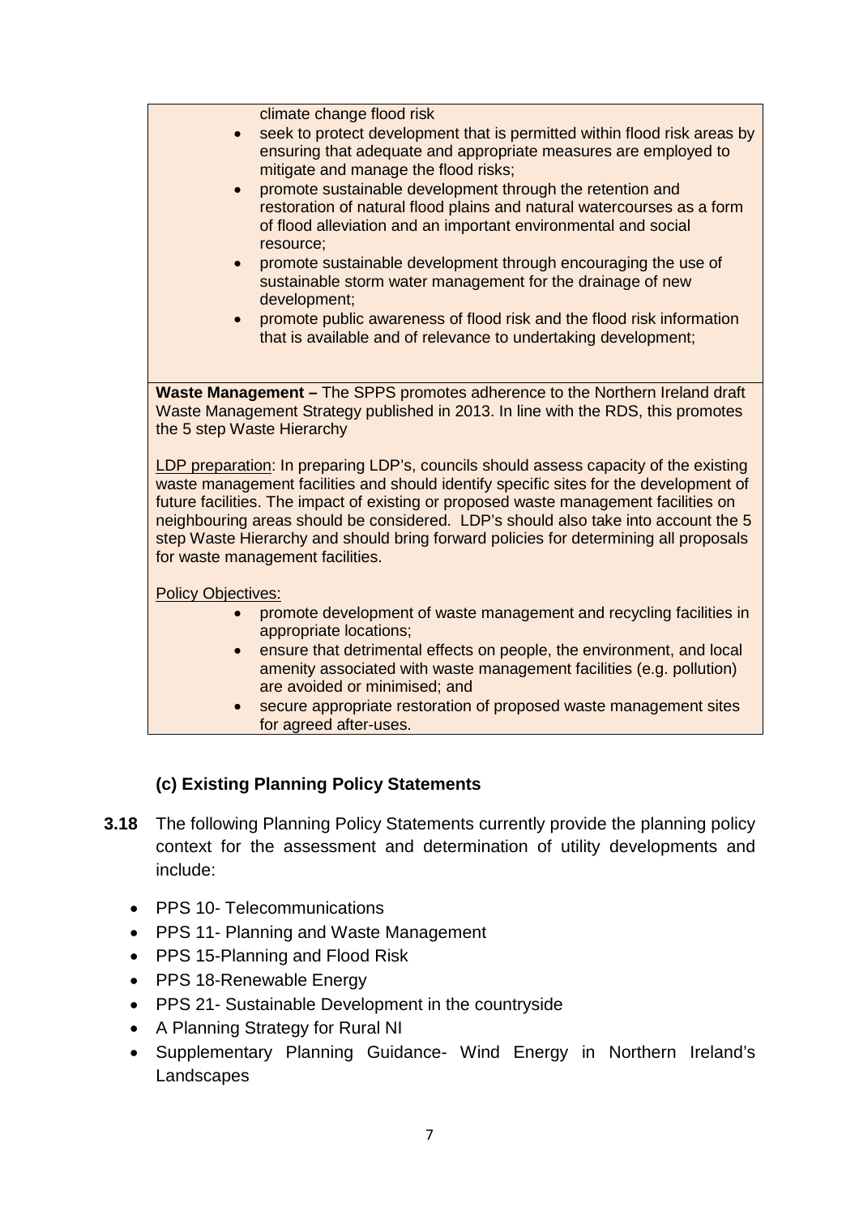climate change flood risk

- seek to protect development that is permitted within flood risk areas by ensuring that adequate and appropriate measures are employed to mitigate and manage the flood risks;
- promote sustainable development through the retention and restoration of natural flood plains and natural watercourses as a form of flood alleviation and an important environmental and social resource;
- promote sustainable development through encouraging the use of sustainable storm water management for the drainage of new development;
- promote public awareness of flood risk and the flood risk information that is available and of relevance to undertaking development;

**Waste Management –** The SPPS promotes adherence to the Northern Ireland draft Waste Management Strategy published in 2013. In line with the RDS, this promotes the 5 step Waste Hierarchy

LDP preparation: In preparing LDP's, councils should assess capacity of the existing waste management facilities and should identify specific sites for the development of future facilities. The impact of existing or proposed waste management facilities on neighbouring areas should be considered. LDP's should also take into account the 5 step Waste Hierarchy and should bring forward policies for determining all proposals for waste management facilities.

Policy Objectives:

- promote development of waste management and recycling facilities in appropriate locations;
- ensure that detrimental effects on people, the environment, and local amenity associated with waste management facilities (e.g. pollution) are avoided or minimised; and
- secure appropriate restoration of proposed waste management sites for agreed after-uses.

### (c) Existing Planning Policy Statements

**3.18** The following Planning Policy Statements currently provide the planning policy context for the assessment and determination of utility developments and include:

- PPS 10- Telecommunications
- PPS 11- Planning and Waste Management
- PPS 15-Planning and Flood Risk
- PPS 18-Renewable Energy
- PPS 21- Sustainable Development in the countryside
- A Planning Strategy for Rural NI
- Supplementary Planning Guidance- Wind Energy in Northern Ireland's Landscapes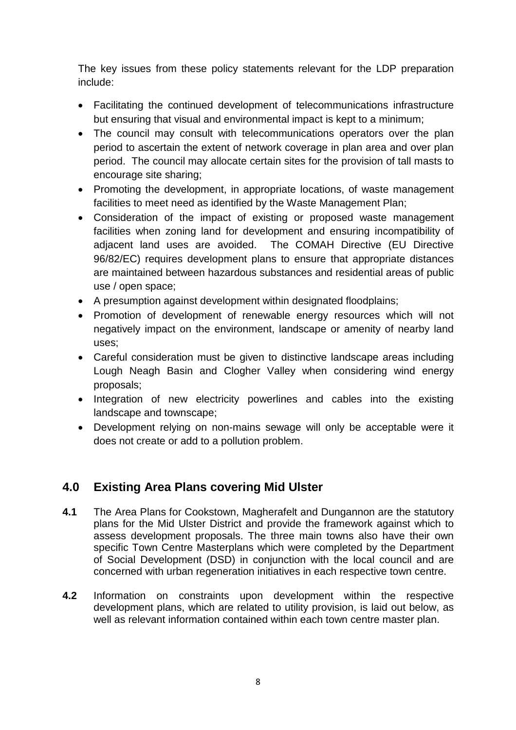The key issues from these policy statements relevant for the LDP preparation include:

- Facilitating the continued development of telecommunications infrastructure but ensuring that visual and environmental impact is kept to a minimum;
- The council may consult with telecommunications operators over the plan period to ascertain the extent of network coverage in plan area and over plan period. The council may allocate certain sites for the provision of tall masts to encourage site sharing;
- Promoting the development, in appropriate locations, of waste management facilities to meet need as identified by the Waste Management Plan;
- Consideration of the impact of existing or proposed waste management facilities when zoning land for development and ensuring incompatibility of adjacent land uses are avoided. The COMAH Directive (EU Directive 96/82/EC) requires development plans to ensure that appropriate distances are maintained between hazardous substances and residential areas of public use / open space;
- A presumption against development within designated floodplains;
- Promotion of development of renewable energy resources which will not negatively impact on the environment, landscape or amenity of nearby land uses;
- Careful consideration must be given to distinctive landscape areas including Lough Neagh Basin and Clogher Valley when considering wind energy proposals;
- Integration of new electricity powerlines and cables into the existing landscape and townscape;
- Development relying on non-mains sewage will only be acceptable were it does not create or add to a pollution problem.

## 4.0 Existing Area Plans covering Mid Ulster

**4.1** The Area Plans for Cookstown, Magherafelt and Dungannon are the statutory plans for the Mid Ulster District and provide the framework against which to assess development proposals. The three main towns also have their own specific Town Centre Masterplans which were completed by the Department of Social Development (DSD) in conjunction with the local council and are concerned with urban regeneration initiatives in each respective town centre.

**4.2** Information on constraints upon development within the respective development plans, which are related to utility provision, is laid out below, as well as relevant information contained within each town centre master plan.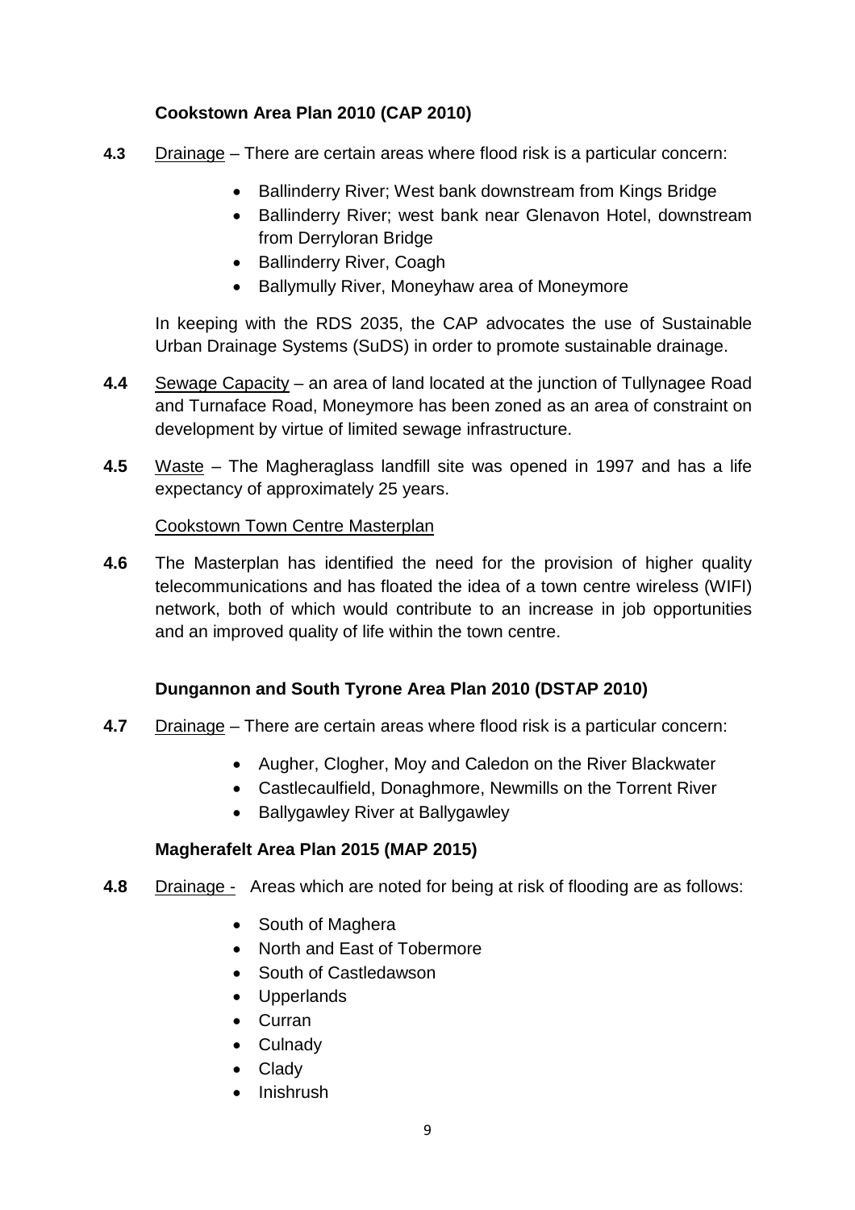### Cookstown Area Plan 2010 (CAP 2010)

**4.3** Drainage – There are certain areas where flood risk is a particular concern:

- Ballinderry River; West bank downstream from Kings Bridge
- Ballinderry River; west bank near Glenavon Hotel, downstream from Derryloran Bridge
- Ballinderry River, Coagh
- Ballymully River, Moneyhaw area of Moneymore

In keeping with the RDS 2035, the CAP advocates the use of Sustainable Urban Drainage Systems (SuDS) in order to promote sustainable drainage.

**4.4** Sewage Capacity – an area of land located at the junction of Tullynagee Road and Turnaface Road, Moneymore has been zoned as an area of constraint on development by virtue of limited sewage infrastructure.

**4.5** Waste – The Magheraglass landfill site was opened in 1997 and has a life expectancy of approximately 25 years.

Cookstown Town Centre Masterplan

**4.6** The Masterplan has identified the need for the provision of higher quality telecommunications and has floated the idea of a town centre wireless (WIFI) network, both of which would contribute to an increase in job opportunities and an improved quality of life within the town centre.

### Dungannon and South Tyrone Area Plan 2010 (DSTAP 2010)

**4.7** Drainage – There are certain areas where flood risk is a particular concern:

- Augher, Clogher, Moy and Caledon on the River Blackwater
- Castlecaulfield, Donaghmore, Newmills on the Torrent River
- Ballygawley River at Ballygawley

### Magherafelt Area Plan 2015 (MAP 2015)

**4.8** Drainage - Areas which are noted for being at risk of flooding are as follows:

- South of Maghera
- North and East of Tobermore
- South of Castledawson
- Upperlands
- Curran
- Culnady
- Clady
- Inishrush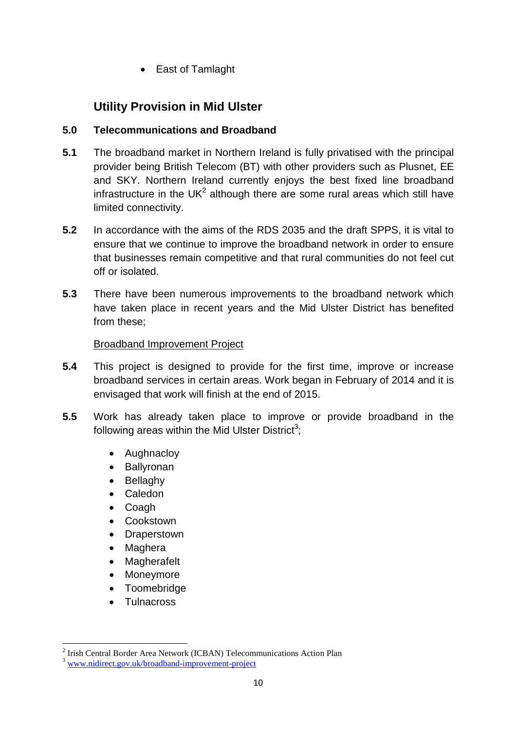- East of Tamlaght

## Utility Provision in Mid Ulster

### 5.0 Telecommunications and Broadband

**5.1** The broadband market in Northern Ireland is fully privatised with the principal provider being British Telecom (BT) with other providers such as Plusnet, EE and SKY. Northern Ireland currently enjoys the best fixed line broadband infrastructure in the UK[2] although there are some rural areas which still have limited connectivity.

**5.2** In accordance with the aims of the RDS 2035 and the draft SPPS, it is vital to ensure that we continue to improve the broadband network in order to ensure that businesses remain competitive and that rural communities do not feel cut off or isolated.

**5.3** There have been numerous improvements to the broadband network which have taken place in recent years and the Mid Ulster District has benefited from these;

Broadband Improvement Project

**5.4** This project is designed to provide for the first time, improve or increase broadband services in certain areas. Work began in February of 2014 and it is envisaged that work will finish at the end of 2015.

**5.5** Work has already taken place to improve or provide broadband in the following areas within the Mid Ulster District[3];

- Aughnacloy
- Ballyronan
- Bellaghy
- Caledon
- Coagh
- Cookstown
- Draperstown
- Maghera
- Magherafelt
- Moneymore
- Toomebridge
- Tulnacross

[2] Irish Central Border Area Network (ICBAN) Telecommunications Action Plan

[3] www.nidirect.gov.uk/broadband-improvement-project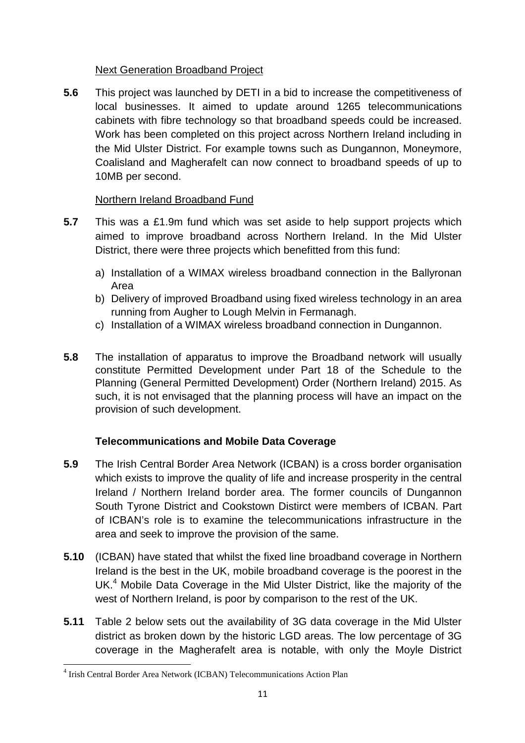<u>Next Generation Broadband Project</u>

**5.6** This project was launched by DETI in a bid to increase the competitiveness of local businesses. It aimed to update around 1265 telecommunications cabinets with fibre technology so that broadband speeds could be increased. Work has been completed on this project across Northern Ireland including in the Mid Ulster District. For example towns such as Dungannon, Moneymore, Coalisland and Magherafelt can now connect to broadband speeds of up to 10MB per second.

<u>Northern Ireland Broadband Fund</u>

**5.7** This was a £1.9m fund which was set aside to help support projects which aimed to improve broadband across Northern Ireland. In the Mid Ulster District, there were three projects which benefitted from this fund:

a) Installation of a WIMAX wireless broadband connection in the Ballyronan Area
b) Delivery of improved Broadband using fixed wireless technology in an area running from Augher to Lough Melvin in Fermanagh.
c) Installation of a WIMAX wireless broadband connection in Dungannon.

**5.8** The installation of apparatus to improve the Broadband network will usually constitute Permitted Development under Part 18 of the Schedule to the Planning (General Permitted Development) Order (Northern Ireland) 2015. As such, it is not envisaged that the planning process will have an impact on the provision of such development.

### Telecommunications and Mobile Data Coverage

**5.9** The Irish Central Border Area Network (ICBAN) is a cross border organisation which exists to improve the quality of life and increase prosperity in the central Ireland / Northern Ireland border area. The former councils of Dungannon South Tyrone District and Cookstown Distirct were members of ICBAN. Part of ICBAN's role is to examine the telecommunications infrastructure in the area and seek to improve the provision of the same.

**5.10** (ICBAN) have stated that whilst the fixed line broadband coverage in Northern Ireland is the best in the UK, mobile broadband coverage is the poorest in the UK.[4] Mobile Data Coverage in the Mid Ulster District, like the majority of the west of Northern Ireland, is poor by comparison to the rest of the UK.

**5.11** Table 2 below sets out the availability of 3G data coverage in the Mid Ulster district as broken down by the historic LGD areas. The low percentage of 3G coverage in the Magherafelt area is notable, with only the Moyle District

[4] Irish Central Border Area Network (ICBAN) Telecommunications Action Plan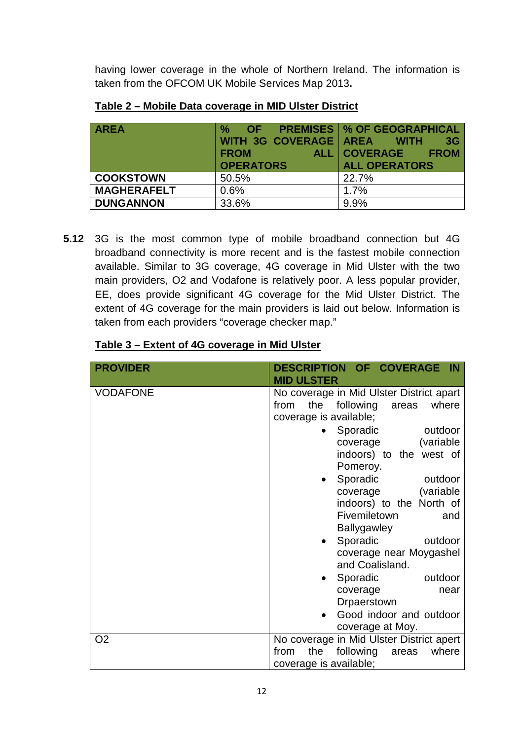having lower coverage in the whole of Northern Ireland. The information is taken from the OFCOM UK Mobile Services Map 2013**.**

**Table 2 – Mobile Data coverage in MID Ulster District**

| AREA | % OF PREMISES WITH 3G COVERAGE FROM ALL OPERATORS | % OF GEOGRAPHICAL AREA WITH 3G COVERAGE FROM ALL OPERATORS |
|---|---|---|
| **COOKSTOWN** | 50.5% | 22.7% |
| **MAGHERAFELT** | 0.6% | 1.7% |
| **DUNGANNON** | 33.6% | 9.9% |

**5.12** 3G is the most common type of mobile broadband connection but 4G broadband connectivity is more recent and is the fastest mobile connection available. Similar to 3G coverage, 4G coverage in Mid Ulster with the two main providers, O2 and Vodafone is relatively poor. A less popular provider, EE, does provide significant 4G coverage for the Mid Ulster District. The extent of 4G coverage for the main providers is laid out below. Information is taken from each providers "coverage checker map."

**Table 3 – Extent of 4G coverage in Mid Ulster**

| PROVIDER | DESCRIPTION OF COVERAGE IN MID ULSTER |
|---|---|
| VODAFONE | No coverage in Mid Ulster District apart from the following areas where coverage is available; <br>• Sporadic outdoor coverage (variable indoors) to the west of Pomeroy. <br>• Sporadic outdoor coverage (variable indoors) to the North of Fivemiletown and Ballygawley <br>• Sporadic outdoor coverage near Moygashel and Coalisland. <br>• Sporadic outdoor coverage near Drpaerstown <br>• Good indoor and outdoor coverage at Moy. |
| O2 | No coverage in Mid Ulster District apert from the following areas where coverage is available; |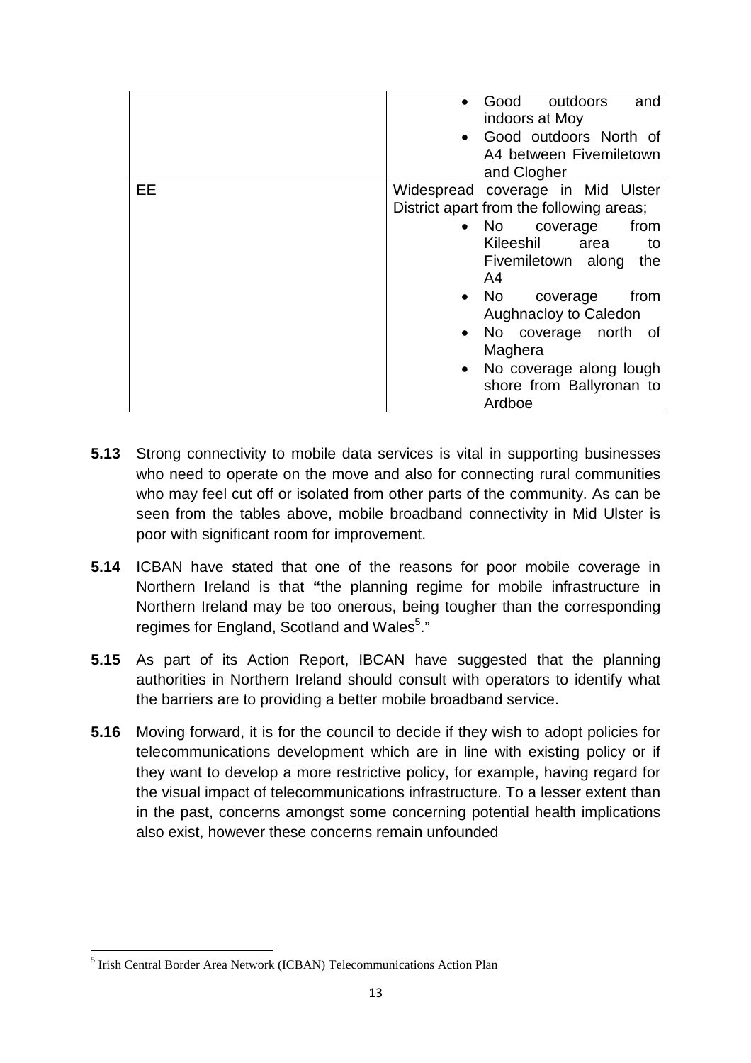| | |
|---|---|
| | • Good outdoors and indoors at Moy<br>• Good outdoors North of A4 between Fivemiletown and Clogher |
| EE | Widespread coverage in Mid Ulster District apart from the following areas;<br>• No coverage from Kileeshil area to Fivemiletown along the A4<br>• No coverage from Aughnacloy to Caledon<br>• No coverage north of Maghera<br>• No coverage along lough shore from Ballyronan to Ardboe |

**5.13** Strong connectivity to mobile data services is vital in supporting businesses who need to operate on the move and also for connecting rural communities who may feel cut off or isolated from other parts of the community. As can be seen from the tables above, mobile broadband connectivity in Mid Ulster is poor with significant room for improvement.

**5.14** ICBAN have stated that one of the reasons for poor mobile coverage in Northern Ireland is that **"**the planning regime for mobile infrastructure in Northern Ireland may be too onerous, being tougher than the corresponding regimes for England, Scotland and Wales[5]."

**5.15** As part of its Action Report, IBCAN have suggested that the planning authorities in Northern Ireland should consult with operators to identify what the barriers are to providing a better mobile broadband service.

**5.16** Moving forward, it is for the council to decide if they wish to adopt policies for telecommunications development which are in line with existing policy or if they want to develop a more restrictive policy, for example, having regard for the visual impact of telecommunications infrastructure. To a lesser extent than in the past, concerns amongst some concerning potential health implications also exist, however these concerns remain unfounded

[5] Irish Central Border Area Network (ICBAN) Telecommunications Action Plan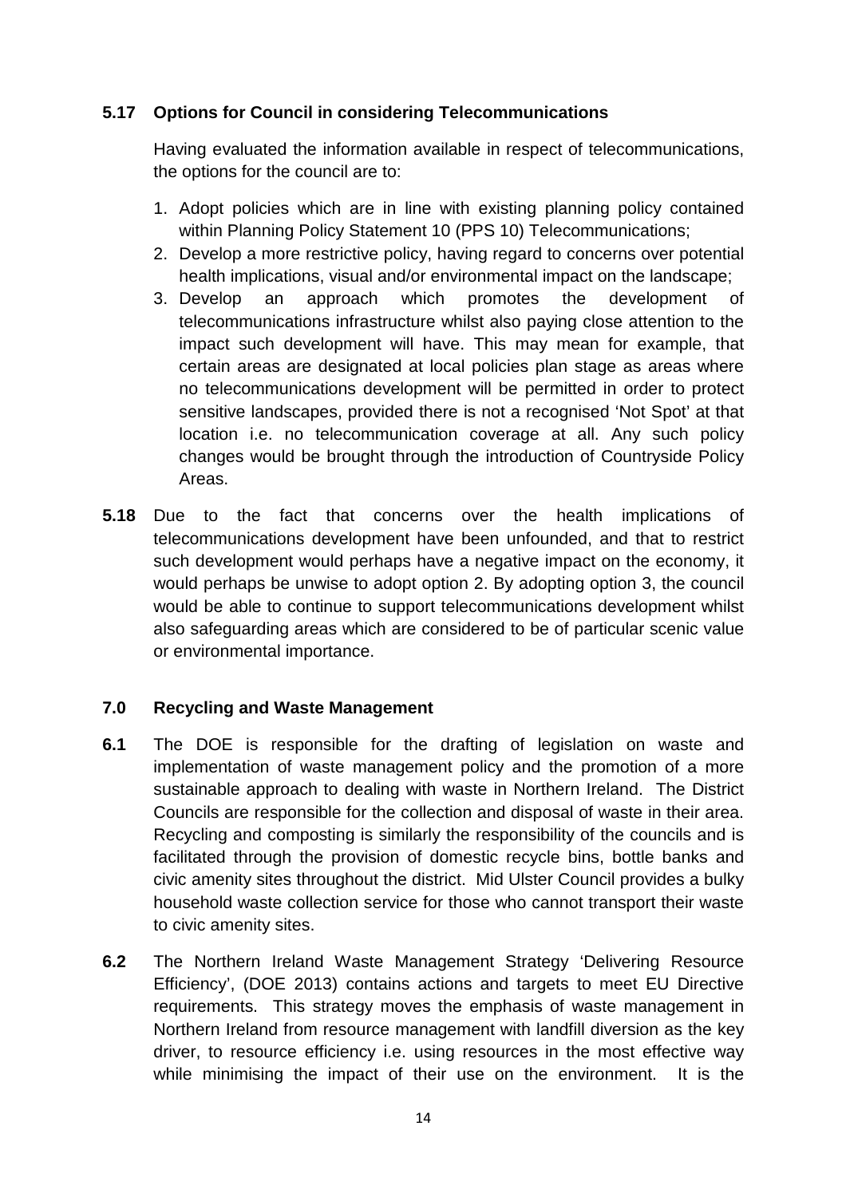**5.17 Options for Council in considering Telecommunications**

Having evaluated the information available in respect of telecommunications, the options for the council are to:

1. Adopt policies which are in line with existing planning policy contained within Planning Policy Statement 10 (PPS 10) Telecommunications;
2. Develop a more restrictive policy, having regard to concerns over potential health implications, visual and/or environmental impact on the landscape;
3. Develop an approach which promotes the development of telecommunications infrastructure whilst also paying close attention to the impact such development will have. This may mean for example, that certain areas are designated at local policies plan stage as areas where no telecommunications development will be permitted in order to protect sensitive landscapes, provided there is not a recognised 'Not Spot' at that location i.e. no telecommunication coverage at all. Any such policy changes would be brought through the introduction of Countryside Policy Areas.

**5.18** Due to the fact that concerns over the health implications of telecommunications development have been unfounded, and that to restrict such development would perhaps have a negative impact on the economy, it would perhaps be unwise to adopt option 2. By adopting option 3, the council would be able to continue to support telecommunications development whilst also safeguarding areas which are considered to be of particular scenic value or environmental importance.

## 7.0 Recycling and Waste Management

**6.1** The DOE is responsible for the drafting of legislation on waste and implementation of waste management policy and the promotion of a more sustainable approach to dealing with waste in Northern Ireland. The District Councils are responsible for the collection and disposal of waste in their area. Recycling and composting is similarly the responsibility of the councils and is facilitated through the provision of domestic recycle bins, bottle banks and civic amenity sites throughout the district. Mid Ulster Council provides a bulky household waste collection service for those who cannot transport their waste to civic amenity sites.

**6.2** The Northern Ireland Waste Management Strategy 'Delivering Resource Efficiency', (DOE 2013) contains actions and targets to meet EU Directive requirements. This strategy moves the emphasis of waste management in Northern Ireland from resource management with landfill diversion as the key driver, to resource efficiency i.e. using resources in the most effective way while minimising the impact of their use on the environment. It is the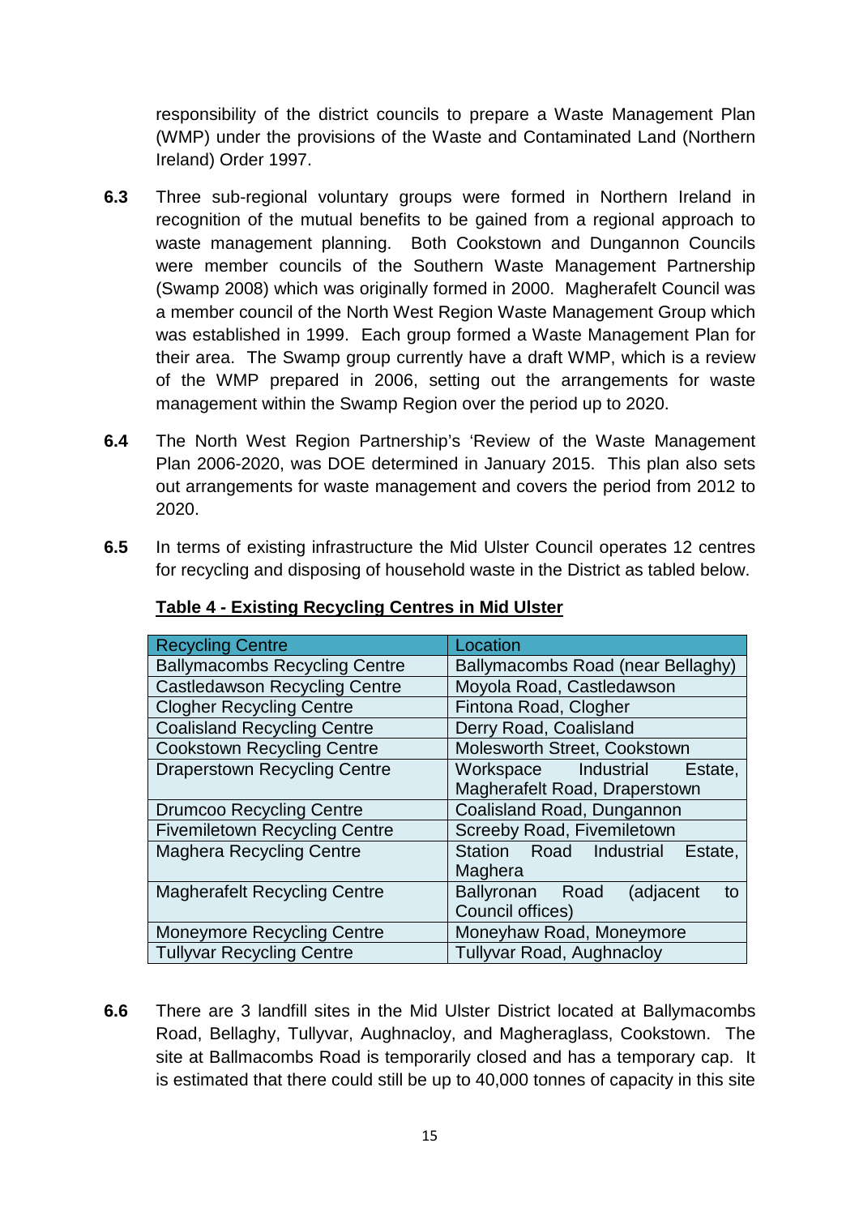responsibility of the district councils to prepare a Waste Management Plan (WMP) under the provisions of the Waste and Contaminated Land (Northern Ireland) Order 1997.

**6.3** Three sub-regional voluntary groups were formed in Northern Ireland in recognition of the mutual benefits to be gained from a regional approach to waste management planning. Both Cookstown and Dungannon Councils were member councils of the Southern Waste Management Partnership (Swamp 2008) which was originally formed in 2000. Magherafelt Council was a member council of the North West Region Waste Management Group which was established in 1999. Each group formed a Waste Management Plan for their area. The Swamp group currently have a draft WMP, which is a review of the WMP prepared in 2006, setting out the arrangements for waste management within the Swamp Region over the period up to 2020.

**6.4** The North West Region Partnership's 'Review of the Waste Management Plan 2006-2020, was DOE determined in January 2015. This plan also sets out arrangements for waste management and covers the period from 2012 to 2020.

**6.5** In terms of existing infrastructure the Mid Ulster Council operates 12 centres for recycling and disposing of household waste in the District as tabled below.

**Table 4 - Existing Recycling Centres in Mid Ulster**

| Recycling Centre | Location |
|---|---|
| Ballymacombs Recycling Centre | Ballymacombs Road (near Bellaghy) |
| Castledawson Recycling Centre | Moyola Road, Castledawson |
| Clogher Recycling Centre | Fintona Road, Clogher |
| Coalisland Recycling Centre | Derry Road, Coalisland |
| Cookstown Recycling Centre | Molesworth Street, Cookstown |
| Draperstown Recycling Centre | Workspace Industrial Estate, Magherafelt Road, Draperstown |
| Drumcoo Recycling Centre | Coalisland Road, Dungannon |
| Fivemiletown Recycling Centre | Screeby Road, Fivemiletown |
| Maghera Recycling Centre | Station Road Industrial Estate, Maghera |
| Magherafelt Recycling Centre | Ballyronan Road (adjacent to Council offices) |
| Moneymore Recycling Centre | Moneyhaw Road, Moneymore |
| Tullyvar Recycling Centre | Tullyvar Road, Aughnacloy |

**6.6** There are 3 landfill sites in the Mid Ulster District located at Ballymacombs Road, Bellaghy, Tullyvar, Aughnacloy, and Magheraglass, Cookstown. The site at Ballmacombs Road is temporarily closed and has a temporary cap. It is estimated that there could still be up to 40,000 tonnes of capacity in this site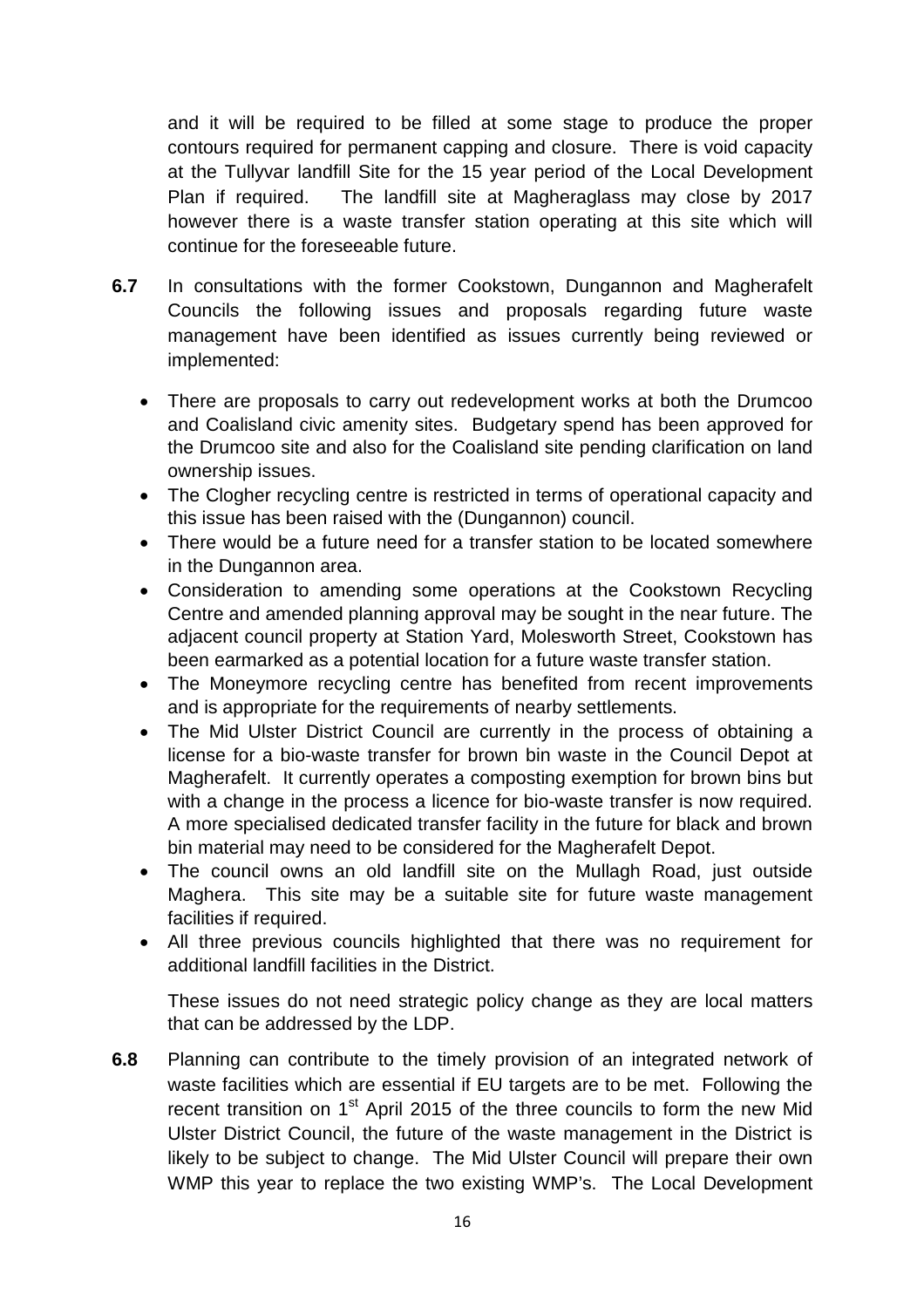and it will be required to be filled at some stage to produce the proper contours required for permanent capping and closure. There is void capacity at the Tullyvar landfill Site for the 15 year period of the Local Development Plan if required. The landfill site at Magheraglass may close by 2017 however there is a waste transfer station operating at this site which will continue for the foreseeable future.

**6.7** In consultations with the former Cookstown, Dungannon and Magherafelt Councils the following issues and proposals regarding future waste management have been identified as issues currently being reviewed or implemented:

- There are proposals to carry out redevelopment works at both the Drumcoo and Coalisland civic amenity sites. Budgetary spend has been approved for the Drumcoo site and also for the Coalisland site pending clarification on land ownership issues.
- The Clogher recycling centre is restricted in terms of operational capacity and this issue has been raised with the (Dungannon) council.
- There would be a future need for a transfer station to be located somewhere in the Dungannon area.
- Consideration to amending some operations at the Cookstown Recycling Centre and amended planning approval may be sought in the near future. The adjacent council property at Station Yard, Molesworth Street, Cookstown has been earmarked as a potential location for a future waste transfer station.
- The Moneymore recycling centre has benefited from recent improvements and is appropriate for the requirements of nearby settlements.
- The Mid Ulster District Council are currently in the process of obtaining a license for a bio-waste transfer for brown bin waste in the Council Depot at Magherafelt. It currently operates a composting exemption for brown bins but with a change in the process a licence for bio-waste transfer is now required. A more specialised dedicated transfer facility in the future for black and brown bin material may need to be considered for the Magherafelt Depot.
- The council owns an old landfill site on the Mullagh Road, just outside Maghera. This site may be a suitable site for future waste management facilities if required.
- All three previous councils highlighted that there was no requirement for additional landfill facilities in the District.

These issues do not need strategic policy change as they are local matters that can be addressed by the LDP.

**6.8** Planning can contribute to the timely provision of an integrated network of waste facilities which are essential if EU targets are to be met. Following the recent transition on 1st April 2015 of the three councils to form the new Mid Ulster District Council, the future of the waste management in the District is likely to be subject to change. The Mid Ulster Council will prepare their own WMP this year to replace the two existing WMP's. The Local Development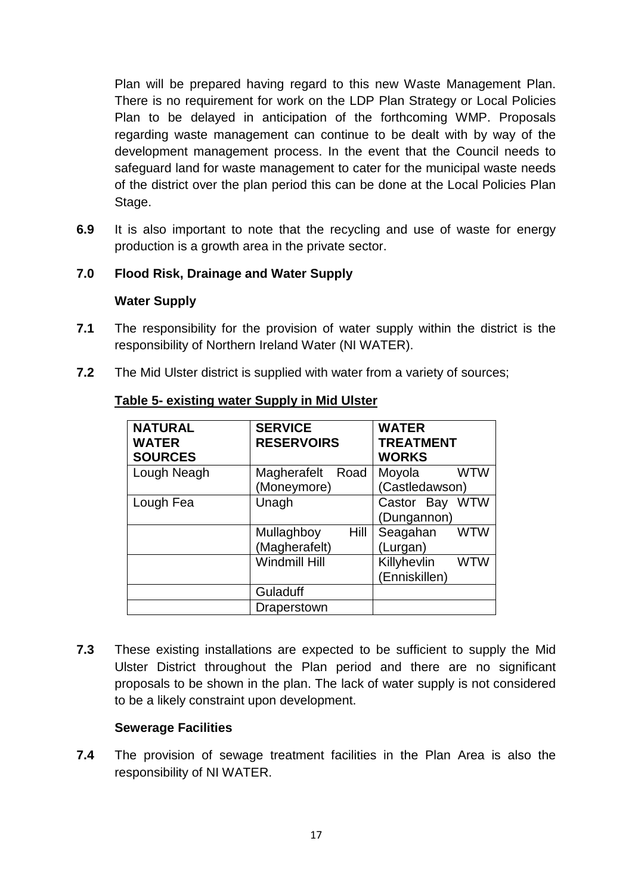Plan will be prepared having regard to this new Waste Management Plan. There is no requirement for work on the LDP Plan Strategy or Local Policies Plan to be delayed in anticipation of the forthcoming WMP. Proposals regarding waste management can continue to be dealt with by way of the development management process. In the event that the Council needs to safeguard land for waste management to cater for the municipal waste needs of the district over the plan period this can be done at the Local Policies Plan Stage.

**6.9** It is also important to note that the recycling and use of waste for energy production is a growth area in the private sector.

## 7.0 Flood Risk, Drainage and Water Supply

### Water Supply

**7.1** The responsibility for the provision of water supply within the district is the responsibility of Northern Ireland Water (NI WATER).

**7.2** The Mid Ulster district is supplied with water from a variety of sources;

**Table 5- existing water Supply in Mid Ulster**

| NATURAL WATER SOURCES | SERVICE RESERVOIRS | WATER TREATMENT WORKS |
|---|---|---|
| Lough Neagh | Magherafelt Road (Moneymore) | Moyola WTW (Castledawson) |
| Lough Fea | Unagh | Castor Bay WTW (Dungannon) |
| | Mullaghboy Hill (Magherafelt) | Seagahan WTW (Lurgan) |
| | Windmill Hill | Killyhevlin WTW (Enniskillen) |
| | Guladuff | |
| | Draperstown | |

**7.3** These existing installations are expected to be sufficient to supply the Mid Ulster District throughout the Plan period and there are no significant proposals to be shown in the plan. The lack of water supply is not considered to be a likely constraint upon development.

### Sewerage Facilities

**7.4** The provision of sewage treatment facilities in the Plan Area is also the responsibility of NI WATER.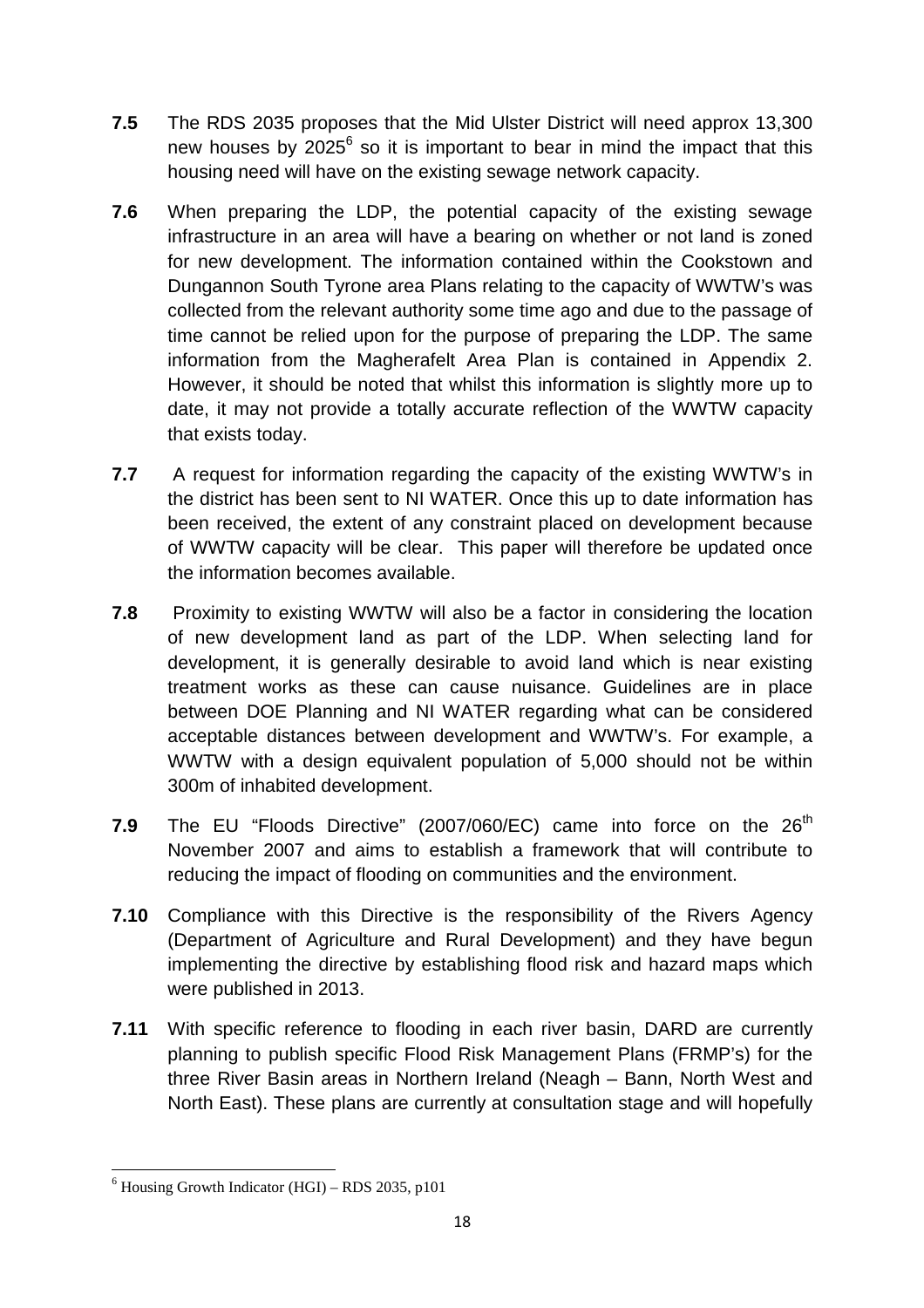**7.5** The RDS 2035 proposes that the Mid Ulster District will need approx 13,300 new houses by 2025[6] so it is important to bear in mind the impact that this housing need will have on the existing sewage network capacity.

**7.6** When preparing the LDP, the potential capacity of the existing sewage infrastructure in an area will have a bearing on whether or not land is zoned for new development. The information contained within the Cookstown and Dungannon South Tyrone area Plans relating to the capacity of WWTW's was collected from the relevant authority some time ago and due to the passage of time cannot be relied upon for the purpose of preparing the LDP. The same information from the Magherafelt Area Plan is contained in Appendix 2. However, it should be noted that whilst this information is slightly more up to date, it may not provide a totally accurate reflection of the WWTW capacity that exists today.

**7.7** A request for information regarding the capacity of the existing WWTW's in the district has been sent to NI WATER. Once this up to date information has been received, the extent of any constraint placed on development because of WWTW capacity will be clear. This paper will therefore be updated once the information becomes available.

**7.8** Proximity to existing WWTW will also be a factor in considering the location of new development land as part of the LDP. When selecting land for development, it is generally desirable to avoid land which is near existing treatment works as these can cause nuisance. Guidelines are in place between DOE Planning and NI WATER regarding what can be considered acceptable distances between development and WWTW's. For example, a WWTW with a design equivalent population of 5,000 should not be within 300m of inhabited development.

**7.9** The EU "Floods Directive" (2007/060/EC) came into force on the 26th November 2007 and aims to establish a framework that will contribute to reducing the impact of flooding on communities and the environment.

**7.10** Compliance with this Directive is the responsibility of the Rivers Agency (Department of Agriculture and Rural Development) and they have begun implementing the directive by establishing flood risk and hazard maps which were published in 2013.

**7.11** With specific reference to flooding in each river basin, DARD are currently planning to publish specific Flood Risk Management Plans (FRMP's) for the three River Basin areas in Northern Ireland (Neagh – Bann, North West and North East). These plans are currently at consultation stage and will hopefully

---

[6] Housing Growth Indicator (HGI) – RDS 2035, p101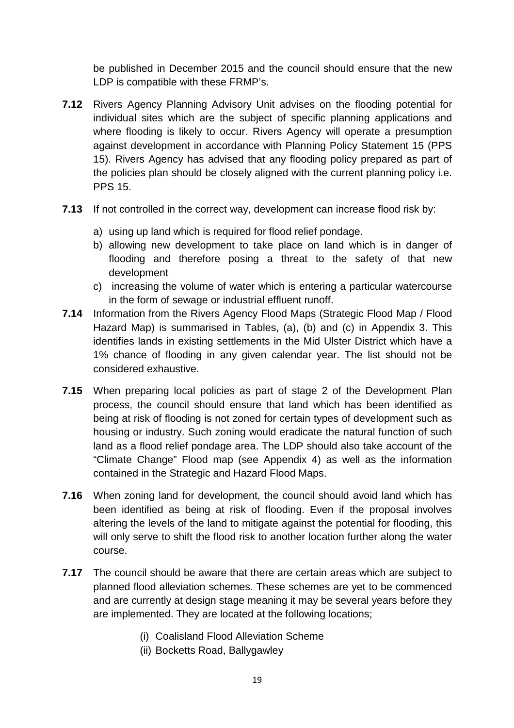be published in December 2015 and the council should ensure that the new LDP is compatible with these FRMP's.

**7.12** Rivers Agency Planning Advisory Unit advises on the flooding potential for individual sites which are the subject of specific planning applications and where flooding is likely to occur. Rivers Agency will operate a presumption against development in accordance with Planning Policy Statement 15 (PPS 15). Rivers Agency has advised that any flooding policy prepared as part of the policies plan should be closely aligned with the current planning policy i.e. PPS 15.

**7.13** If not controlled in the correct way, development can increase flood risk by:

a) using up land which is required for flood relief pondage.
b) allowing new development to take place on land which is in danger of flooding and therefore posing a threat to the safety of that new development
c) increasing the volume of water which is entering a particular watercourse in the form of sewage or industrial effluent runoff.

**7.14** Information from the Rivers Agency Flood Maps (Strategic Flood Map / Flood Hazard Map) is summarised in Tables, (a), (b) and (c) in Appendix 3. This identifies lands in existing settlements in the Mid Ulster District which have a 1% chance of flooding in any given calendar year. The list should not be considered exhaustive.

**7.15** When preparing local policies as part of stage 2 of the Development Plan process, the council should ensure that land which has been identified as being at risk of flooding is not zoned for certain types of development such as housing or industry. Such zoning would eradicate the natural function of such land as a flood relief pondage area. The LDP should also take account of the "Climate Change" Flood map (see Appendix 4) as well as the information contained in the Strategic and Hazard Flood Maps.

**7.16** When zoning land for development, the council should avoid land which has been identified as being at risk of flooding. Even if the proposal involves altering the levels of the land to mitigate against the potential for flooding, this will only serve to shift the flood risk to another location further along the water course.

**7.17** The council should be aware that there are certain areas which are subject to planned flood alleviation schemes. These schemes are yet to be commenced and are currently at design stage meaning it may be several years before they are implemented. They are located at the following locations;

(i) Coalisland Flood Alleviation Scheme
(ii) Bocketts Road, Ballygawley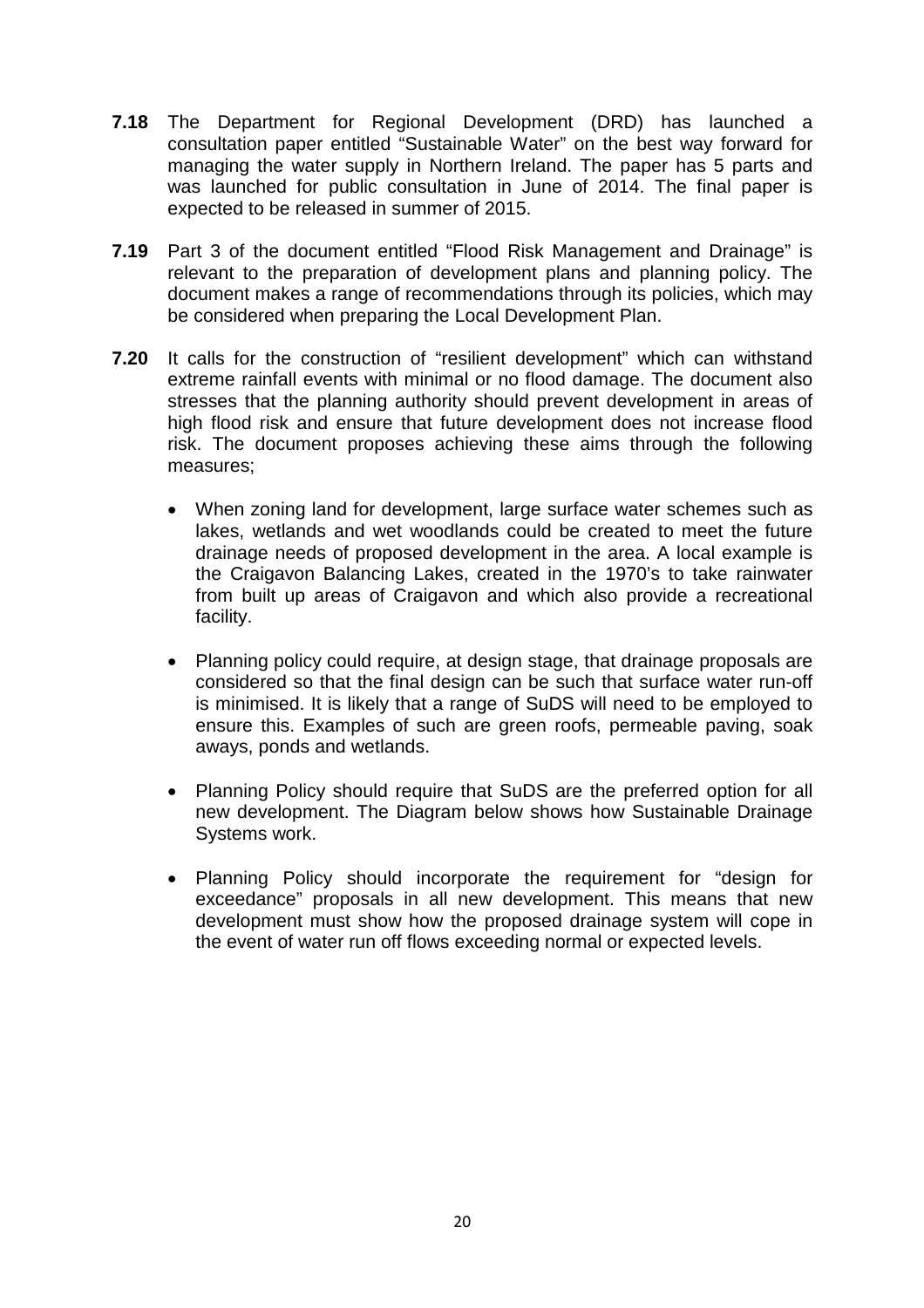**7.18** The Department for Regional Development (DRD) has launched a consultation paper entitled "Sustainable Water" on the best way forward for managing the water supply in Northern Ireland. The paper has 5 parts and was launched for public consultation in June of 2014. The final paper is expected to be released in summer of 2015.

**7.19** Part 3 of the document entitled "Flood Risk Management and Drainage" is relevant to the preparation of development plans and planning policy. The document makes a range of recommendations through its policies, which may be considered when preparing the Local Development Plan.

**7.20** It calls for the construction of "resilient development" which can withstand extreme rainfall events with minimal or no flood damage. The document also stresses that the planning authority should prevent development in areas of high flood risk and ensure that future development does not increase flood risk. The document proposes achieving these aims through the following measures;

- When zoning land for development, large surface water schemes such as lakes, wetlands and wet woodlands could be created to meet the future drainage needs of proposed development in the area. A local example is the Craigavon Balancing Lakes, created in the 1970's to take rainwater from built up areas of Craigavon and which also provide a recreational facility.

- Planning policy could require, at design stage, that drainage proposals are considered so that the final design can be such that surface water run-off is minimised. It is likely that a range of SuDS will need to be employed to ensure this. Examples of such are green roofs, permeable paving, soak aways, ponds and wetlands.

- Planning Policy should require that SuDS are the preferred option for all new development. The Diagram below shows how Sustainable Drainage Systems work.

- Planning Policy should incorporate the requirement for "design for exceedance" proposals in all new development. This means that new development must show how the proposed drainage system will cope in the event of water run off flows exceeding normal or expected levels.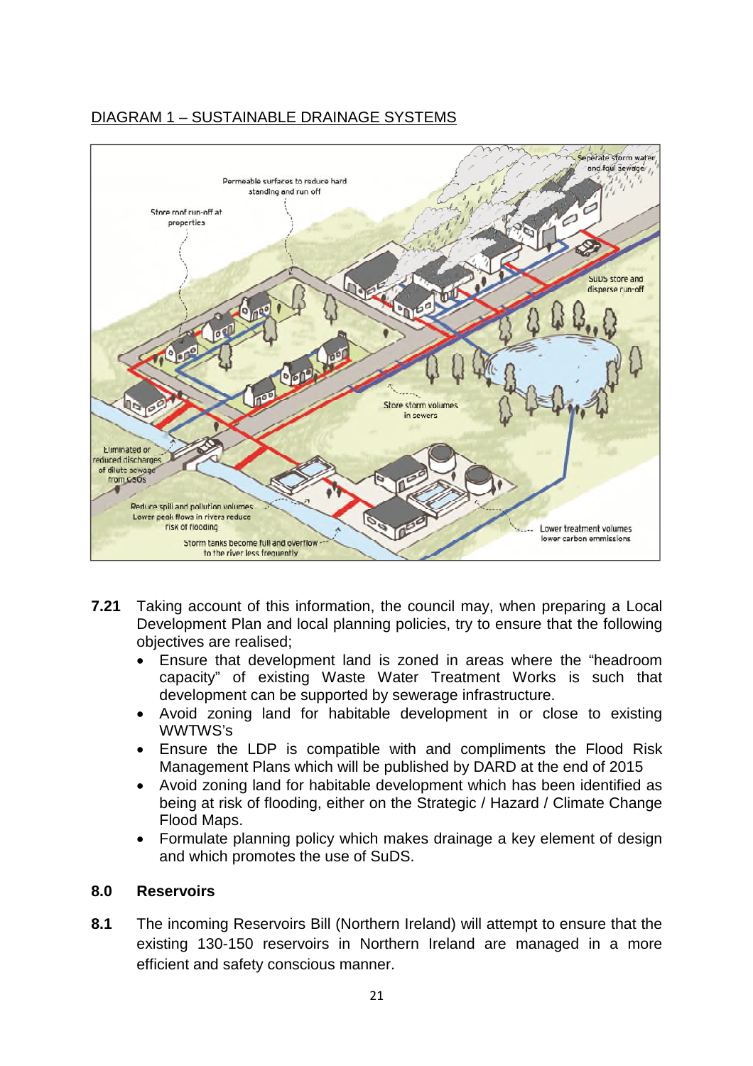DIAGRAM 1 – SUSTAINABLE DRAINAGE SYSTEMS

**7.21** Taking account of this information, the council may, when preparing a Local Development Plan and local planning policies, try to ensure that the following objectives are realised;

- Ensure that development land is zoned in areas where the "headroom capacity" of existing Waste Water Treatment Works is such that development can be supported by sewerage infrastructure.
- Avoid zoning land for habitable development in or close to existing WWTWS's
- Ensure the LDP is compatible with and compliments the Flood Risk Management Plans which will be published by DARD at the end of 2015
- Avoid zoning land for habitable development which has been identified as being at risk of flooding, either on the Strategic / Hazard / Climate Change Flood Maps.
- Formulate planning policy which makes drainage a key element of design and which promotes the use of SuDS.

## 8.0 Reservoirs

**8.1** The incoming Reservoirs Bill (Northern Ireland) will attempt to ensure that the existing 130-150 reservoirs in Northern Ireland are managed in a more efficient and safety conscious manner.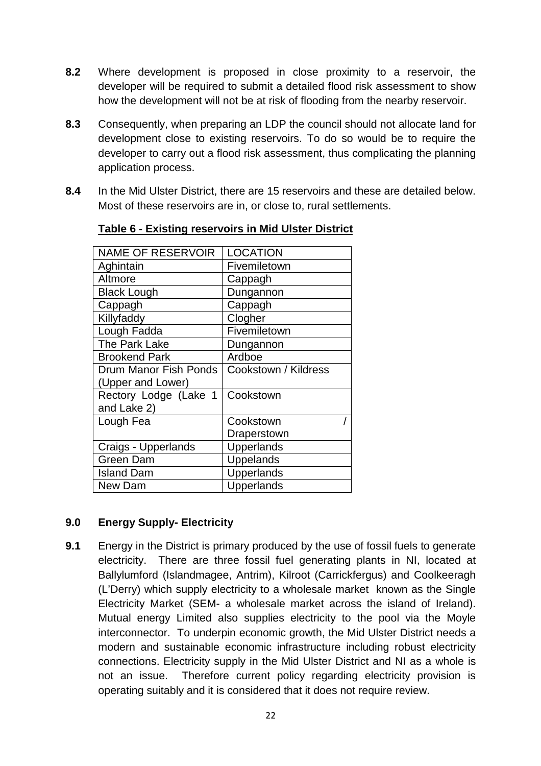**8.2** Where development is proposed in close proximity to a reservoir, the developer will be required to submit a detailed flood risk assessment to show how the development will not be at risk of flooding from the nearby reservoir.

**8.3** Consequently, when preparing an LDP the council should not allocate land for development close to existing reservoirs. To do so would be to require the developer to carry out a flood risk assessment, thus complicating the planning application process.

**8.4** In the Mid Ulster District, there are 15 reservoirs and these are detailed below. Most of these reservoirs are in, or close to, rural settlements.

**Table 6 - Existing reservoirs in Mid Ulster District**

| NAME OF RESERVOIR | LOCATION |
|---|---|
| Aghintain | Fivemiletown |
| Altmore | Cappagh |
| Black Lough | Dungannon |
| Cappagh | Cappagh |
| Killyfaddy | Clogher |
| Lough Fadda | Fivemiletown |
| The Park Lake | Dungannon |
| Brookend Park | Ardboe |
| Drum Manor Fish Ponds (Upper and Lower) | Cookstown / Kildress |
| Rectory Lodge (Lake 1 and Lake 2) | Cookstown |
| Lough Fea | Cookstown / Draperstown |
| Craigs - Upperlands | Upperlands |
| Green Dam | Uppelands |
| Island Dam | Upperlands |
| New Dam | Upperlands |

## 9.0 Energy Supply- Electricity

**9.1** Energy in the District is primary produced by the use of fossil fuels to generate electricity. There are three fossil fuel generating plants in NI, located at Ballylumford (Islandmagee, Antrim), Kilroot (Carrickfergus) and Coolkeeragh (L'Derry) which supply electricity to a wholesale market known as the Single Electricity Market (SEM- a wholesale market across the island of Ireland). Mutual energy Limited also supplies electricity to the pool via the Moyle interconnector. To underpin economic growth, the Mid Ulster District needs a modern and sustainable economic infrastructure including robust electricity connections. Electricity supply in the Mid Ulster District and NI as a whole is not an issue. Therefore current policy regarding electricity provision is operating suitably and it is considered that it does not require review.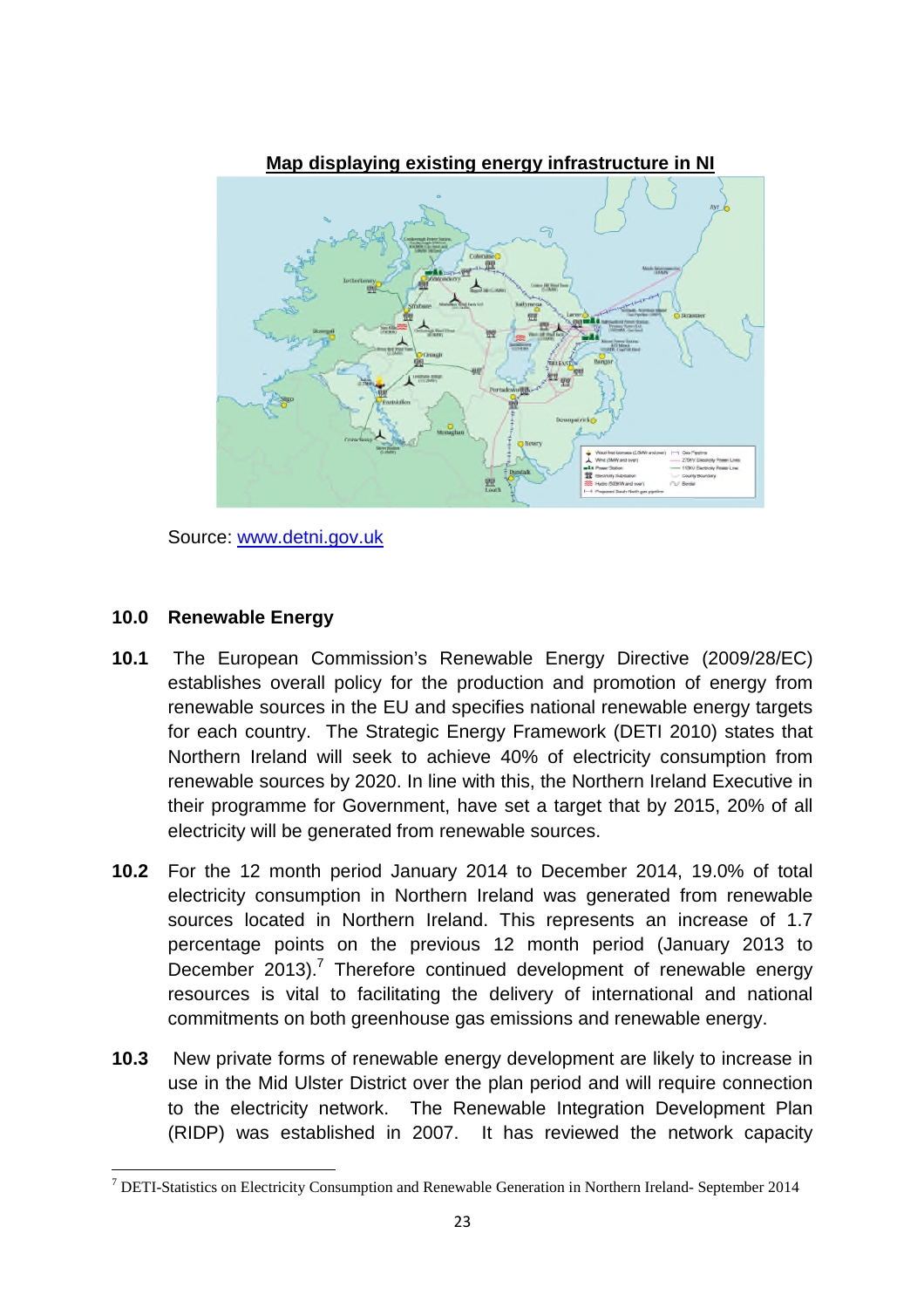**Map displaying existing energy infrastructure in NI**

Source: www.detni.gov.uk

## 10.0 Renewable Energy

**10.1** The European Commission's Renewable Energy Directive (2009/28/EC) establishes overall policy for the production and promotion of energy from renewable sources in the EU and specifies national renewable energy targets for each country. The Strategic Energy Framework (DETI 2010) states that Northern Ireland will seek to achieve 40% of electricity consumption from renewable sources by 2020. In line with this, the Northern Ireland Executive in their programme for Government, have set a target that by 2015, 20% of all electricity will be generated from renewable sources.

**10.2** For the 12 month period January 2014 to December 2014, 19.0% of total electricity consumption in Northern Ireland was generated from renewable sources located in Northern Ireland. This represents an increase of 1.7 percentage points on the previous 12 month period (January 2013 to December 2013).[7] Therefore continued development of renewable energy resources is vital to facilitating the delivery of international and national commitments on both greenhouse gas emissions and renewable energy.

**10.3** New private forms of renewable energy development are likely to increase in use in the Mid Ulster District over the plan period and will require connection to the electricity network. The Renewable Integration Development Plan (RIDP) was established in 2007. It has reviewed the network capacity

[7] DETI-Statistics on Electricity Consumption and Renewable Generation in Northern Ireland- September 2014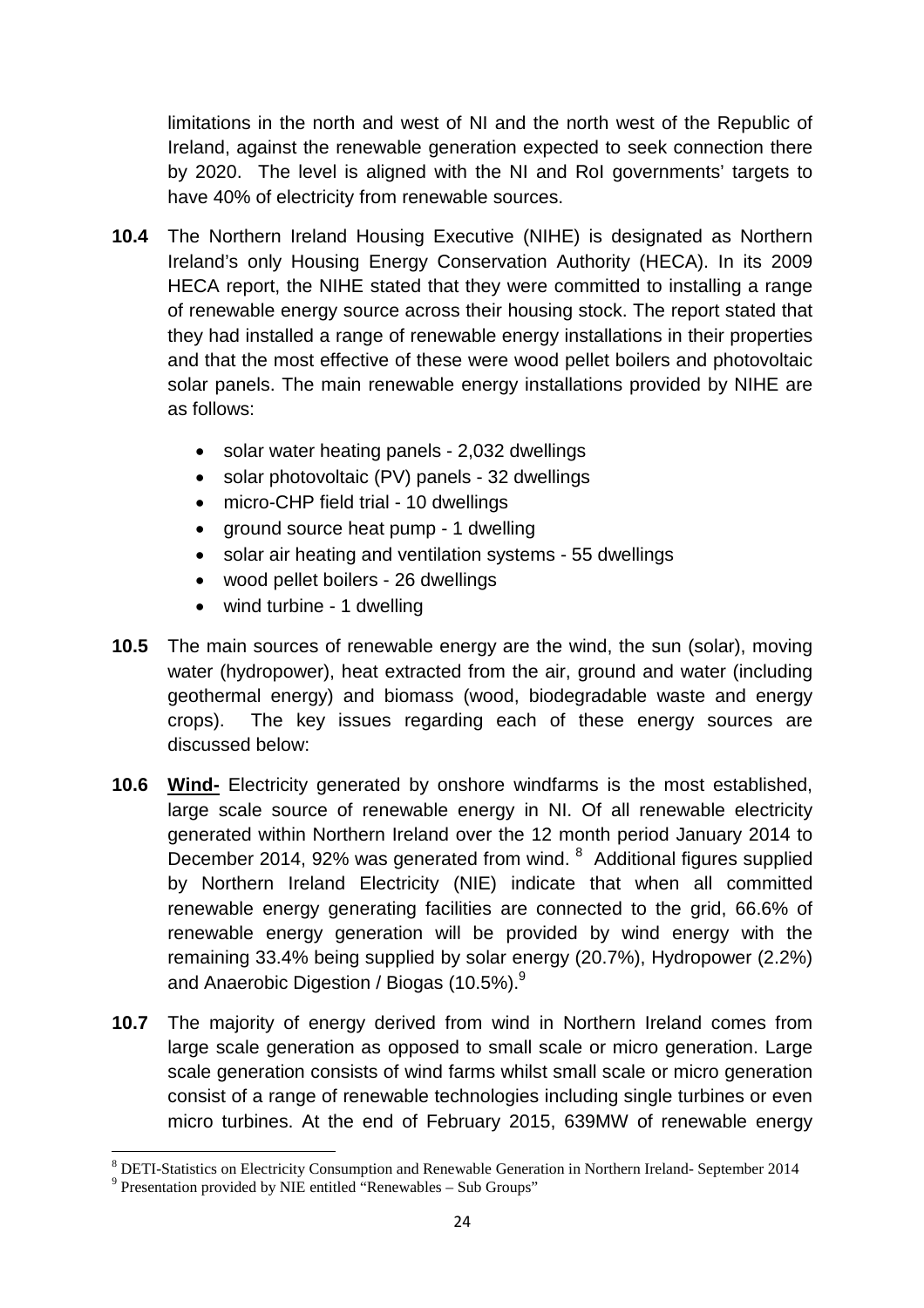limitations in the north and west of NI and the north west of the Republic of Ireland, against the renewable generation expected to seek connection there by 2020. The level is aligned with the NI and RoI governments' targets to have 40% of electricity from renewable sources.

**10.4** The Northern Ireland Housing Executive (NIHE) is designated as Northern Ireland's only Housing Energy Conservation Authority (HECA). In its 2009 HECA report, the NIHE stated that they were committed to installing a range of renewable energy source across their housing stock. The report stated that they had installed a range of renewable energy installations in their properties and that the most effective of these were wood pellet boilers and photovoltaic solar panels. The main renewable energy installations provided by NIHE are as follows:

- solar water heating panels - 2,032 dwellings
- solar photovoltaic (PV) panels - 32 dwellings
- micro-CHP field trial - 10 dwellings
- ground source heat pump - 1 dwelling
- solar air heating and ventilation systems - 55 dwellings
- wood pellet boilers - 26 dwellings
- wind turbine - 1 dwelling

**10.5** The main sources of renewable energy are the wind, the sun (solar), moving water (hydropower), heat extracted from the air, ground and water (including geothermal energy) and biomass (wood, biodegradable waste and energy crops). The key issues regarding each of these energy sources are discussed below:

**10.6** **Wind-** Electricity generated by onshore windfarms is the most established, large scale source of renewable energy in NI. Of all renewable electricity generated within Northern Ireland over the 12 month period January 2014 to December 2014, 92% was generated from wind. [8] Additional figures supplied by Northern Ireland Electricity (NIE) indicate that when all committed renewable energy generating facilities are connected to the grid, 66.6% of renewable energy generation will be provided by wind energy with the remaining 33.4% being supplied by solar energy (20.7%), Hydropower (2.2%) and Anaerobic Digestion / Biogas (10.5%).[9]

**10.7** The majority of energy derived from wind in Northern Ireland comes from large scale generation as opposed to small scale or micro generation. Large scale generation consists of wind farms whilst small scale or micro generation consist of a range of renewable technologies including single turbines or even micro turbines. At the end of February 2015, 639MW of renewable energy

[8] DETI-Statistics on Electricity Consumption and Renewable Generation in Northern Ireland- September 2014

[9] Presentation provided by NIE entitled "Renewables – Sub Groups"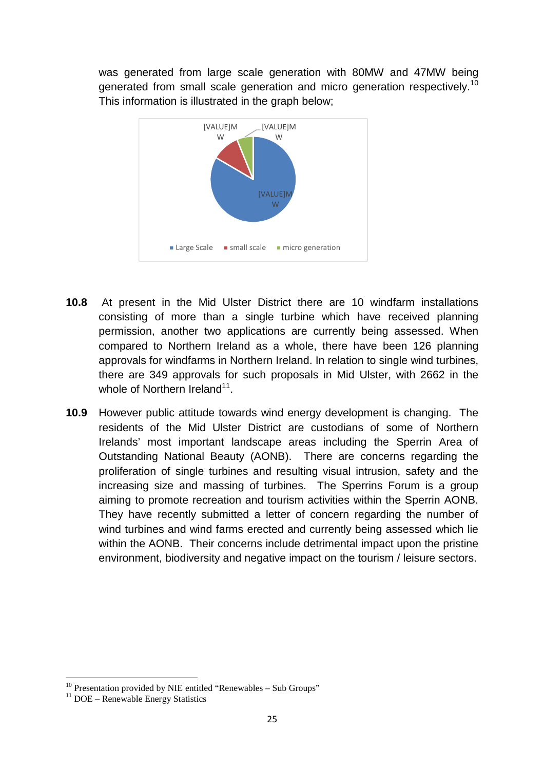was generated from large scale generation with 80MW and 47MW being generated from small scale generation and micro generation respectively.[10] This information is illustrated in the graph below;

[VALUE]MW [VALUE]MW [VALUE]MW

Large Scale small scale micro generation

**10.8** At present in the Mid Ulster District there are 10 windfarm installations consisting of more than a single turbine which have received planning permission, another two applications are currently being assessed. When compared to Northern Ireland as a whole, there have been 126 planning approvals for windfarms in Northern Ireland. In relation to single wind turbines, there are 349 approvals for such proposals in Mid Ulster, with 2662 in the whole of Northern Ireland[11].

**10.9** However public attitude towards wind energy development is changing. The residents of the Mid Ulster District are custodians of some of Northern Irelands' most important landscape areas including the Sperrin Area of Outstanding National Beauty (AONB). There are concerns regarding the proliferation of single turbines and resulting visual intrusion, safety and the increasing size and massing of turbines. The Sperrins Forum is a group aiming to promote recreation and tourism activities within the Sperrin AONB. They have recently submitted a letter of concern regarding the number of wind turbines and wind farms erected and currently being assessed which lie within the AONB. Their concerns include detrimental impact upon the pristine environment, biodiversity and negative impact on the tourism / leisure sectors.

---

[10] Presentation provided by NIE entitled "Renewables – Sub Groups"

[11] DOE – Renewable Energy Statistics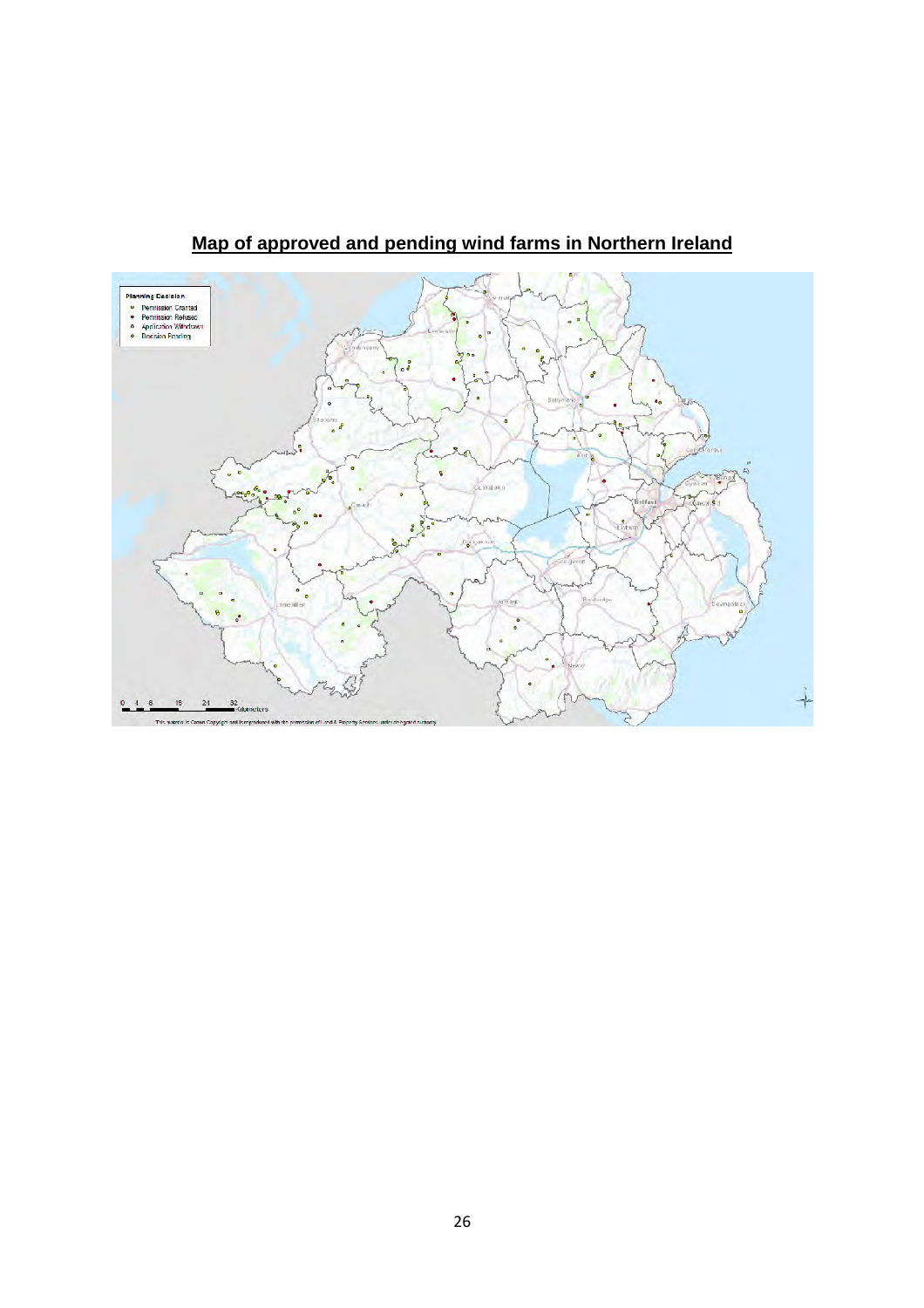## Map of approved and pending wind farms in Northern Ireland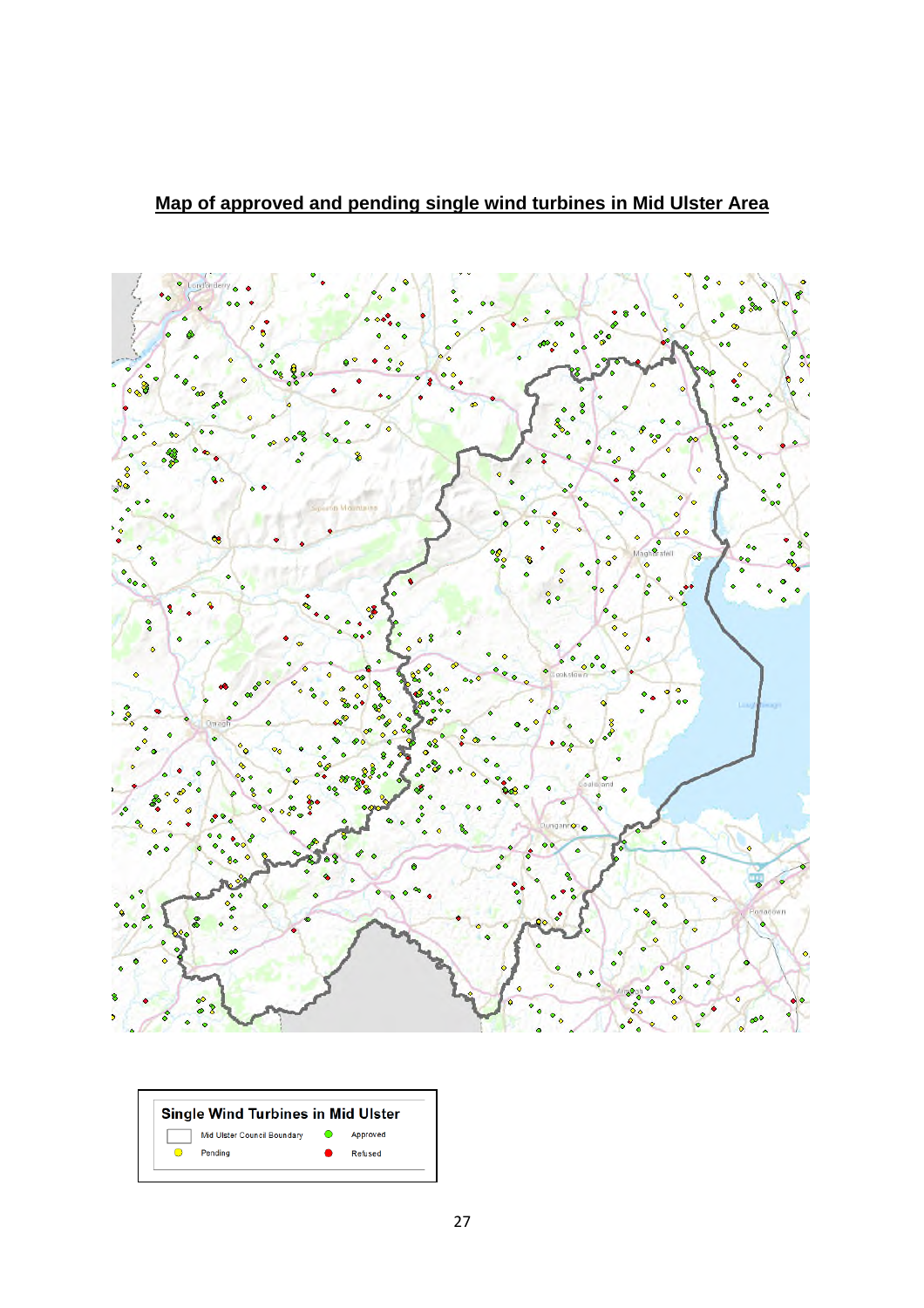**Map of approved and pending single wind turbines in Mid Ulster Area**

**Single Wind Turbines in Mid Ulster**

- Mid Ulster Council Boundary
- Approved
- Pending
- Refused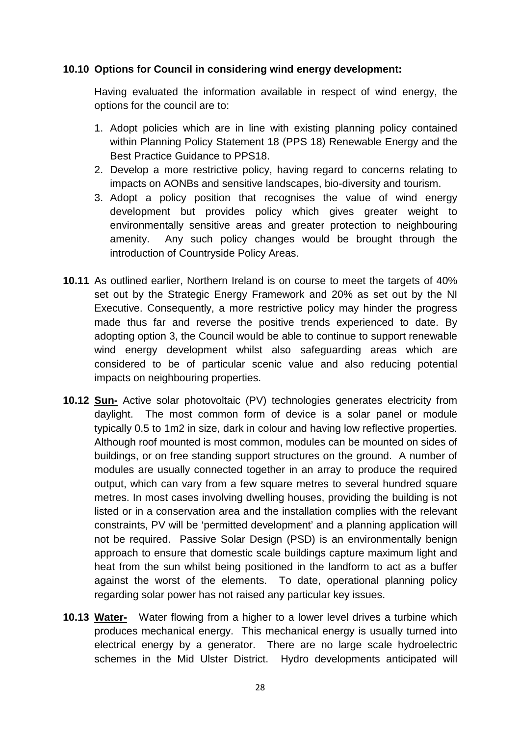**10.10 Options for Council in considering wind energy development:**

Having evaluated the information available in respect of wind energy, the options for the council are to:

1. Adopt policies which are in line with existing planning policy contained within Planning Policy Statement 18 (PPS 18) Renewable Energy and the Best Practice Guidance to PPS18.
2. Develop a more restrictive policy, having regard to concerns relating to impacts on AONBs and sensitive landscapes, bio-diversity and tourism.
3. Adopt a policy position that recognises the value of wind energy development but provides policy which gives greater weight to environmentally sensitive areas and greater protection to neighbouring amenity. Any such policy changes would be brought through the introduction of Countryside Policy Areas.

**10.11** As outlined earlier, Northern Ireland is on course to meet the targets of 40% set out by the Strategic Energy Framework and 20% as set out by the NI Executive. Consequently, a more restrictive policy may hinder the progress made thus far and reverse the positive trends experienced to date. By adopting option 3, the Council would be able to continue to support renewable wind energy development whilst also safeguarding areas which are considered to be of particular scenic value and also reducing potential impacts on neighbouring properties.

**10.12** **<u>Sun-</u>** Active solar photovoltaic (PV) technologies generates electricity from daylight. The most common form of device is a solar panel or module typically 0.5 to 1m2 in size, dark in colour and having low reflective properties. Although roof mounted is most common, modules can be mounted on sides of buildings, or on free standing support structures on the ground. A number of modules are usually connected together in an array to produce the required output, which can vary from a few square metres to several hundred square metres. In most cases involving dwelling houses, providing the building is not listed or in a conservation area and the installation complies with the relevant constraints, PV will be 'permitted development' and a planning application will not be required. Passive Solar Design (PSD) is an environmentally benign approach to ensure that domestic scale buildings capture maximum light and heat from the sun whilst being positioned in the landform to act as a buffer against the worst of the elements. To date, operational planning policy regarding solar power has not raised any particular key issues.

**10.13** **<u>Water-</u>** Water flowing from a higher to a lower level drives a turbine which produces mechanical energy. This mechanical energy is usually turned into electrical energy by a generator. There are no large scale hydroelectric schemes in the Mid Ulster District. Hydro developments anticipated will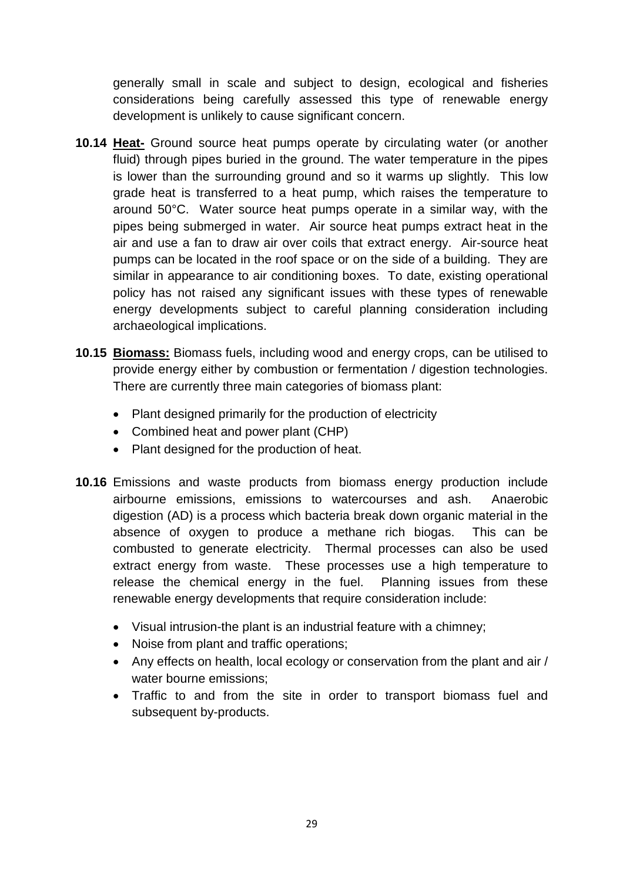generally small in scale and subject to design, ecological and fisheries considerations being carefully assessed this type of renewable energy development is unlikely to cause significant concern.

**10.14** **<u>Heat-</u>** Ground source heat pumps operate by circulating water (or another fluid) through pipes buried in the ground. The water temperature in the pipes is lower than the surrounding ground and so it warms up slightly. This low grade heat is transferred to a heat pump, which raises the temperature to around 50°C. Water source heat pumps operate in a similar way, with the pipes being submerged in water. Air source heat pumps extract heat in the air and use a fan to draw air over coils that extract energy. Air-source heat pumps can be located in the roof space or on the side of a building. They are similar in appearance to air conditioning boxes. To date, existing operational policy has not raised any significant issues with these types of renewable energy developments subject to careful planning consideration including archaeological implications.

**10.15** **<u>Biomass:</u>** Biomass fuels, including wood and energy crops, can be utilised to provide energy either by combustion or fermentation / digestion technologies. There are currently three main categories of biomass plant:

- Plant designed primarily for the production of electricity
- Combined heat and power plant (CHP)
- Plant designed for the production of heat.

**10.16** Emissions and waste products from biomass energy production include airbourne emissions, emissions to watercourses and ash. Anaerobic digestion (AD) is a process which bacteria break down organic material in the absence of oxygen to produce a methane rich biogas. This can be combusted to generate electricity. Thermal processes can also be used extract energy from waste. These processes use a high temperature to release the chemical energy in the fuel. Planning issues from these renewable energy developments that require consideration include:

- Visual intrusion-the plant is an industrial feature with a chimney;
- Noise from plant and traffic operations;
- Any effects on health, local ecology or conservation from the plant and air / water bourne emissions;
- Traffic to and from the site in order to transport biomass fuel and subsequent by-products.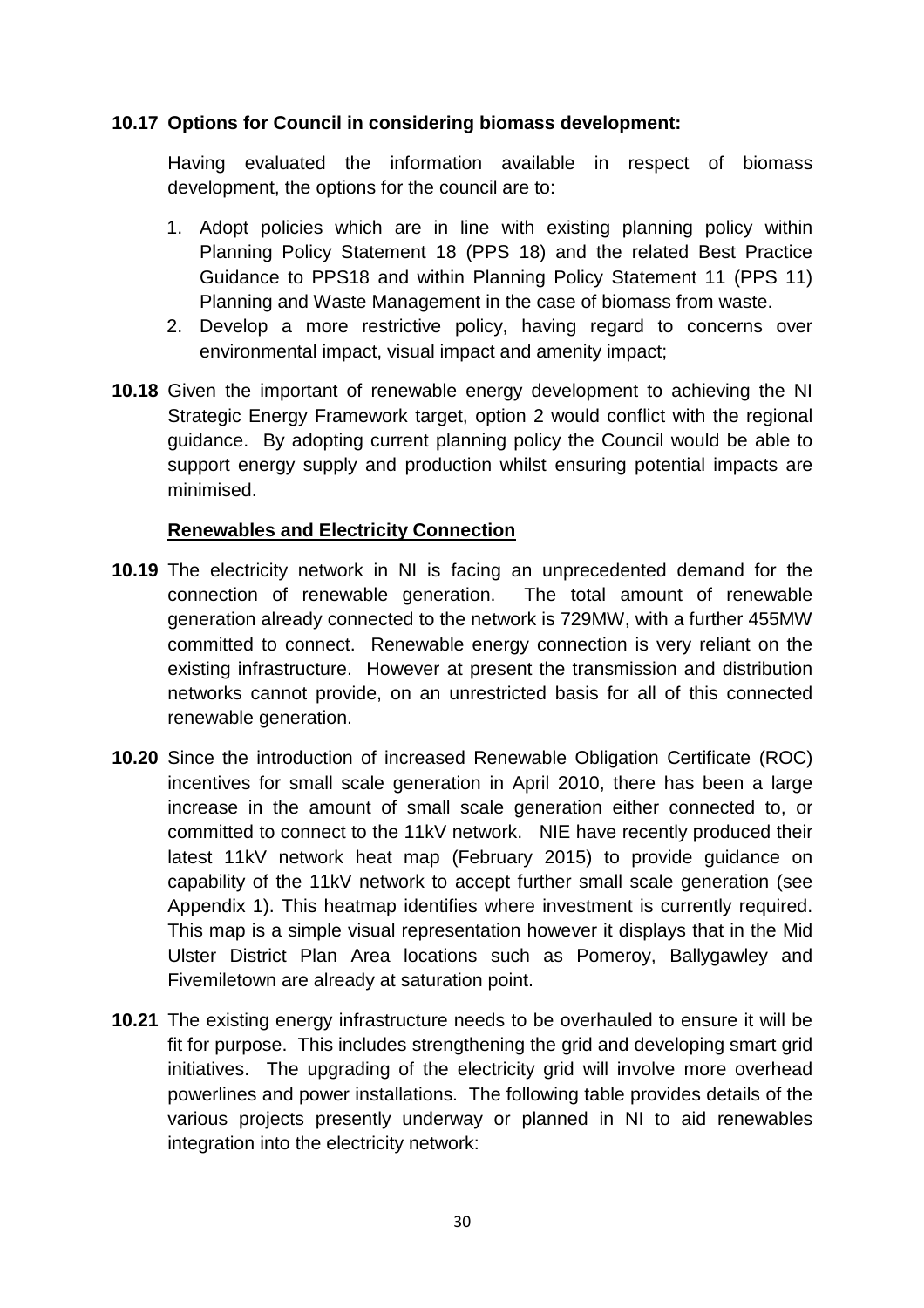**10.17 Options for Council in considering biomass development:**

Having evaluated the information available in respect of biomass development, the options for the council are to:

1. Adopt policies which are in line with existing planning policy within Planning Policy Statement 18 (PPS 18) and the related Best Practice Guidance to PPS18 and within Planning Policy Statement 11 (PPS 11) Planning and Waste Management in the case of biomass from waste.
2. Develop a more restrictive policy, having regard to concerns over environmental impact, visual impact and amenity impact;

**10.18** Given the important of renewable energy development to achieving the NI Strategic Energy Framework target, option 2 would conflict with the regional guidance. By adopting current planning policy the Council would be able to support energy supply and production whilst ensuring potential impacts are minimised.

**Renewables and Electricity Connection**

**10.19** The electricity network in NI is facing an unprecedented demand for the connection of renewable generation. The total amount of renewable generation already connected to the network is 729MW, with a further 455MW committed to connect. Renewable energy connection is very reliant on the existing infrastructure. However at present the transmission and distribution networks cannot provide, on an unrestricted basis for all of this connected renewable generation.

**10.20** Since the introduction of increased Renewable Obligation Certificate (ROC) incentives for small scale generation in April 2010, there has been a large increase in the amount of small scale generation either connected to, or committed to connect to the 11kV network. NIE have recently produced their latest 11kV network heat map (February 2015) to provide guidance on capability of the 11kV network to accept further small scale generation (see Appendix 1). This heatmap identifies where investment is currently required. This map is a simple visual representation however it displays that in the Mid Ulster District Plan Area locations such as Pomeroy, Ballygawley and Fivemiletown are already at saturation point.

**10.21** The existing energy infrastructure needs to be overhauled to ensure it will be fit for purpose. This includes strengthening the grid and developing smart grid initiatives. The upgrading of the electricity grid will involve more overhead powerlines and power installations. The following table provides details of the various projects presently underway or planned in NI to aid renewables integration into the electricity network: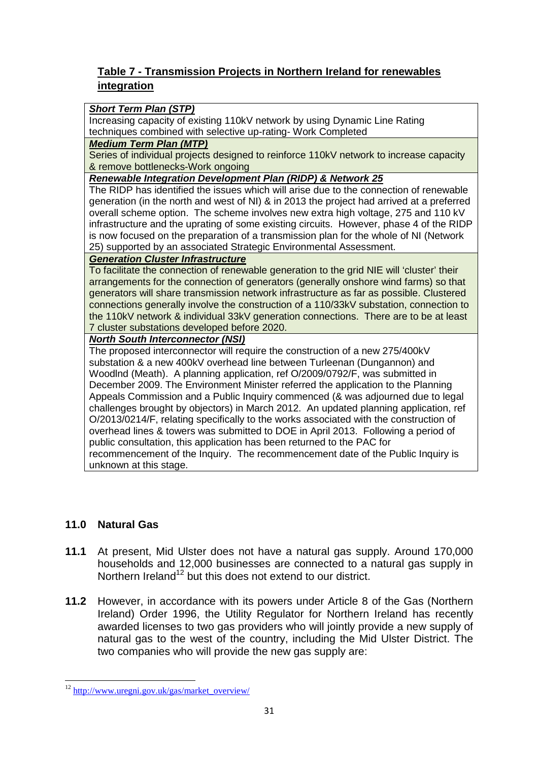## Table 7 - Transmission Projects in Northern Ireland for renewables integration

| ***Short Term Plan (STP)*** |
|---|
| Increasing capacity of existing 110kV network by using Dynamic Line Rating techniques combined with selective up-rating- Work Completed |
| ***Medium Term Plan (MTP)*** |
| Series of individual projects designed to reinforce 110kV network to increase capacity & remove bottlenecks-Work ongoing |
| ***Renewable Integration Development Plan (RIDP) & Network 25*** |
| The RIDP has identified the issues which will arise due to the connection of renewable generation (in the north and west of NI) & in 2013 the project had arrived at a preferred overall scheme option. The scheme involves new extra high voltage, 275 and 110 kV infrastructure and the uprating of some existing circuits. However, phase 4 of the RIDP is now focused on the preparation of a transmission plan for the whole of NI (Network 25) supported by an associated Strategic Environmental Assessment. |
| ***Generation Cluster Infrastructure*** |
| To facilitate the connection of renewable generation to the grid NIE will 'cluster' their arrangements for the connection of generators (generally onshore wind farms) so that generators will share transmission network infrastructure as far as possible. Clustered connections generally involve the construction of a 110/33kV substation, connection to the 110kV network & individual 33kV generation connections. There are to be at least 7 cluster substations developed before 2020. |
| ***North South Interconnector (NSI)*** |
| The proposed interconnector will require the construction of a new 275/400kV substation & a new 400kV overhead line between Turleenan (Dungannon) and Woodlnd (Meath). A planning application, ref O/2009/0792/F, was submitted in December 2009. The Environment Minister referred the application to the Planning Appeals Commission and a Public Inquiry commenced (& was adjourned due to legal challenges brought by objectors) in March 2012. An updated planning application, ref O/2013/0214/F, relating specifically to the works associated with the construction of overhead lines & towers was submitted to DOE in April 2013. Following a period of public consultation, this application has been returned to the PAC for recommencement of the Inquiry. The recommencement date of the Public Inquiry is unknown at this stage. |

## 11.0 Natural Gas

**11.1** At present, Mid Ulster does not have a natural gas supply. Around 170,000 households and 12,000 businesses are connected to a natural gas supply in Northern Ireland[12] but this does not extend to our district.

**11.2** However, in accordance with its powers under Article 8 of the Gas (Northern Ireland) Order 1996, the Utility Regulator for Northern Ireland has recently awarded licenses to two gas providers who will jointly provide a new supply of natural gas to the west of the country, including the Mid Ulster District. The two companies who will provide the new gas supply are:

[12] http://www.uregni.gov.uk/gas/market_overview/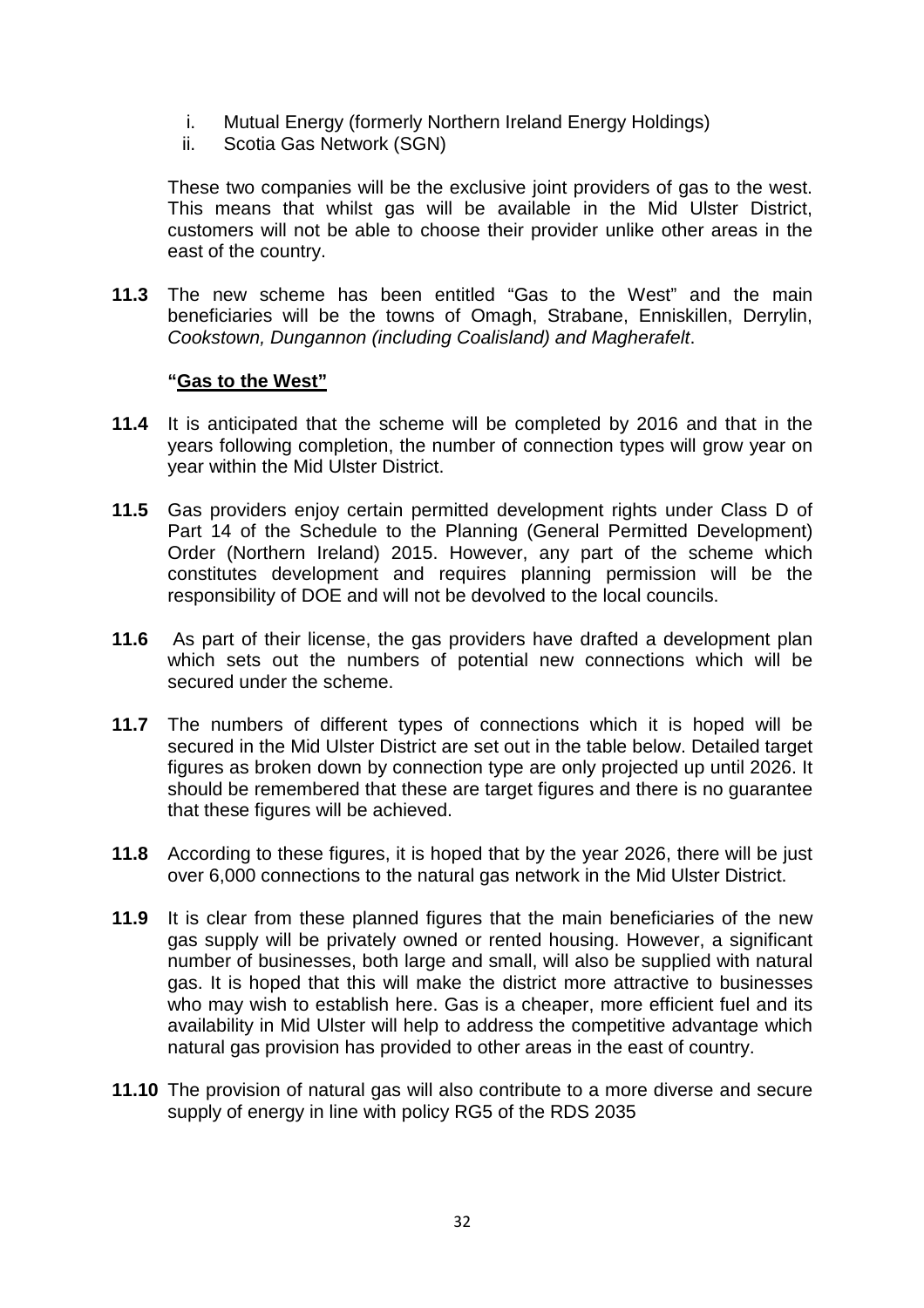i. Mutual Energy (formerly Northern Ireland Energy Holdings)
ii. Scotia Gas Network (SGN)

These two companies will be the exclusive joint providers of gas to the west. This means that whilst gas will be available in the Mid Ulster District, customers will not be able to choose their provider unlike other areas in the east of the country.

**11.3** The new scheme has been entitled "Gas to the West" and the main beneficiaries will be the towns of Omagh, Strabane, Enniskillen, Derrylin, *Cookstown, Dungannon (including Coalisland) and Magherafelt*.

**"Gas to the West"**

**11.4** It is anticipated that the scheme will be completed by 2016 and that in the years following completion, the number of connection types will grow year on year within the Mid Ulster District.

**11.5** Gas providers enjoy certain permitted development rights under Class D of Part 14 of the Schedule to the Planning (General Permitted Development) Order (Northern Ireland) 2015. However, any part of the scheme which constitutes development and requires planning permission will be the responsibility of DOE and will not be devolved to the local councils.

**11.6** As part of their license, the gas providers have drafted a development plan which sets out the numbers of potential new connections which will be secured under the scheme.

**11.7** The numbers of different types of connections which it is hoped will be secured in the Mid Ulster District are set out in the table below. Detailed target figures as broken down by connection type are only projected up until 2026. It should be remembered that these are target figures and there is no guarantee that these figures will be achieved.

**11.8** According to these figures, it is hoped that by the year 2026, there will be just over 6,000 connections to the natural gas network in the Mid Ulster District.

**11.9** It is clear from these planned figures that the main beneficiaries of the new gas supply will be privately owned or rented housing. However, a significant number of businesses, both large and small, will also be supplied with natural gas. It is hoped that this will make the district more attractive to businesses who may wish to establish here. Gas is a cheaper, more efficient fuel and its availability in Mid Ulster will help to address the competitive advantage which natural gas provision has provided to other areas in the east of country.

**11.10** The provision of natural gas will also contribute to a more diverse and secure supply of energy in line with policy RG5 of the RDS 2035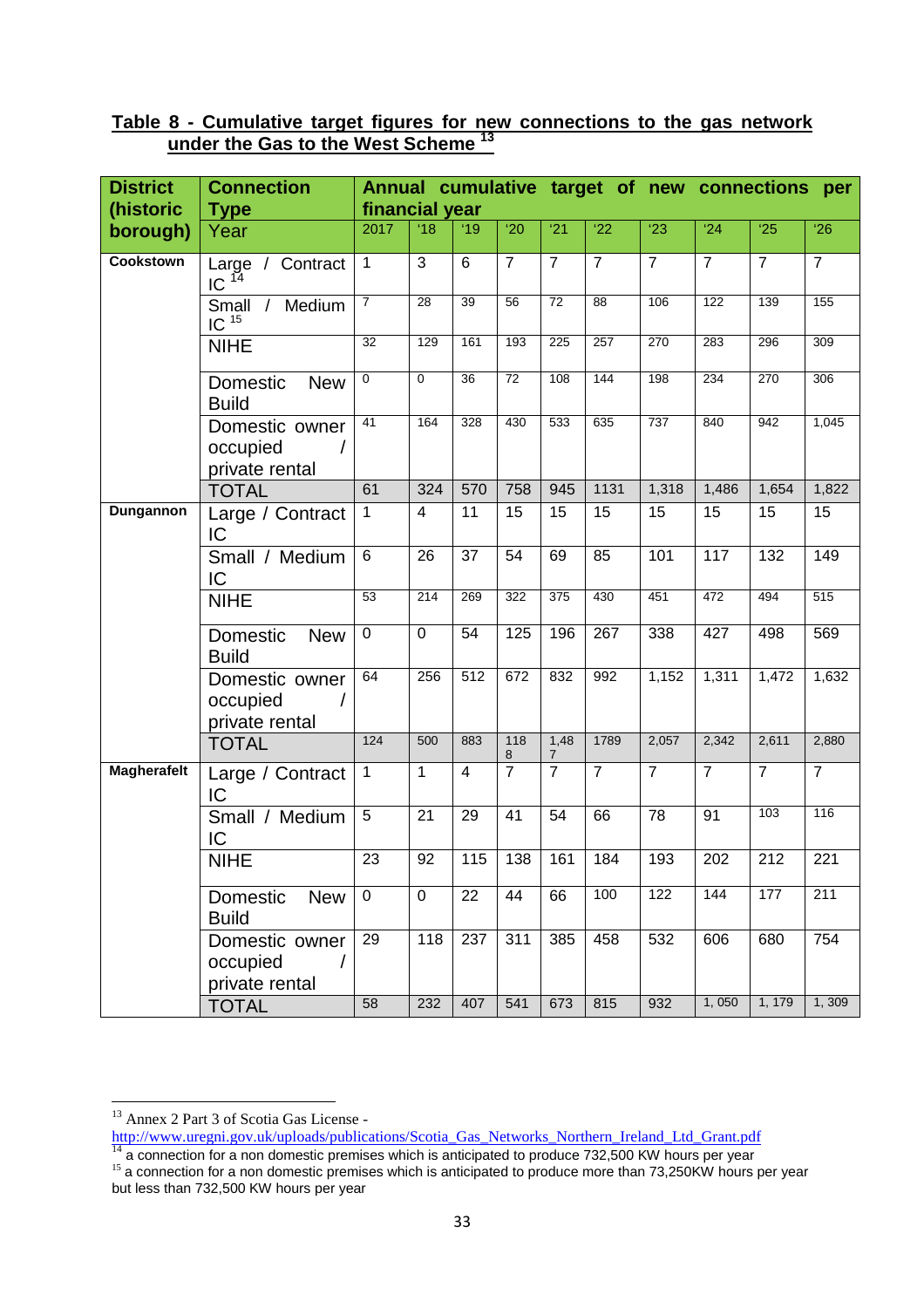**Table 8 - Cumulative target figures for new connections to the gas network under the Gas to the West Scheme** [13]

| District (historic borough) | Connection Type | Annual cumulative target of new connections per financial year | | | | | | | | | |
|---|---|---|---|---|---|---|---|---|---|---|---|
| | Year | 2017 | '18 | '19 | '20 | '21 | '22 | '23 | '24 | '25 | '26 |
| **Cookstown** | Large / Contract IC [14] | 1 | 3 | 6 | 7 | 7 | 7 | 7 | 7 | 7 | 7 |
| | Small / Medium IC [15] | 7 | 28 | 39 | 56 | 72 | 88 | 106 | 122 | 139 | 155 |
| | NIHE | 32 | 129 | 161 | 193 | 225 | 257 | 270 | 283 | 296 | 309 |
| | Domestic New Build | 0 | 0 | 36 | 72 | 108 | 144 | 198 | 234 | 270 | 306 |
| | Domestic owner occupied / private rental | 41 | 164 | 328 | 430 | 533 | 635 | 737 | 840 | 942 | 1,045 |
| | TOTAL | 61 | 324 | 570 | 758 | 945 | 1131 | 1,318 | 1,486 | 1,654 | 1,822 |
| **Dungannon** | Large / Contract IC | 1 | 4 | 11 | 15 | 15 | 15 | 15 | 15 | 15 | 15 |
| | Small / Medium IC | 6 | 26 | 37 | 54 | 69 | 85 | 101 | 117 | 132 | 149 |
| | NIHE | 53 | 214 | 269 | 322 | 375 | 430 | 451 | 472 | 494 | 515 |
| | Domestic New Build | 0 | 0 | 54 | 125 | 196 | 267 | 338 | 427 | 498 | 569 |
| | Domestic owner occupied / private rental | 64 | 256 | 512 | 672 | 832 | 992 | 1,152 | 1,311 | 1,472 | 1,632 |
| | TOTAL | 124 | 500 | 883 | 1188 | 1,487 | 1789 | 2,057 | 2,342 | 2,611 | 2,880 |
| **Magherafelt** | Large / Contract IC | 1 | 1 | 4 | 7 | 7 | 7 | 7 | 7 | 7 | 7 |
| | Small / Medium IC | 5 | 21 | 29 | 41 | 54 | 66 | 78 | 91 | 103 | 116 |
| | NIHE | 23 | 92 | 115 | 138 | 161 | 184 | 193 | 202 | 212 | 221 |
| | Domestic New Build | 0 | 0 | 22 | 44 | 66 | 100 | 122 | 144 | 177 | 211 |
| | Domestic owner occupied / private rental | 29 | 118 | 237 | 311 | 385 | 458 | 532 | 606 | 680 | 754 |
| | TOTAL | 58 | 232 | 407 | 541 | 673 | 815 | 932 | 1, 050 | 1, 179 | 1, 309 |

---

[13] Annex 2 Part 3 of Scotia Gas License - http://www.uregni.gov.uk/uploads/publications/Scotia_Gas_Networks_Northern_Ireland_Ltd_Grant.pdf

[14] a connection for a non domestic premises which is anticipated to produce 732,500 KW hours per year

[15] a connection for a non domestic premises which is anticipated to produce more than 73,250KW hours per year but less than 732,500 KW hours per year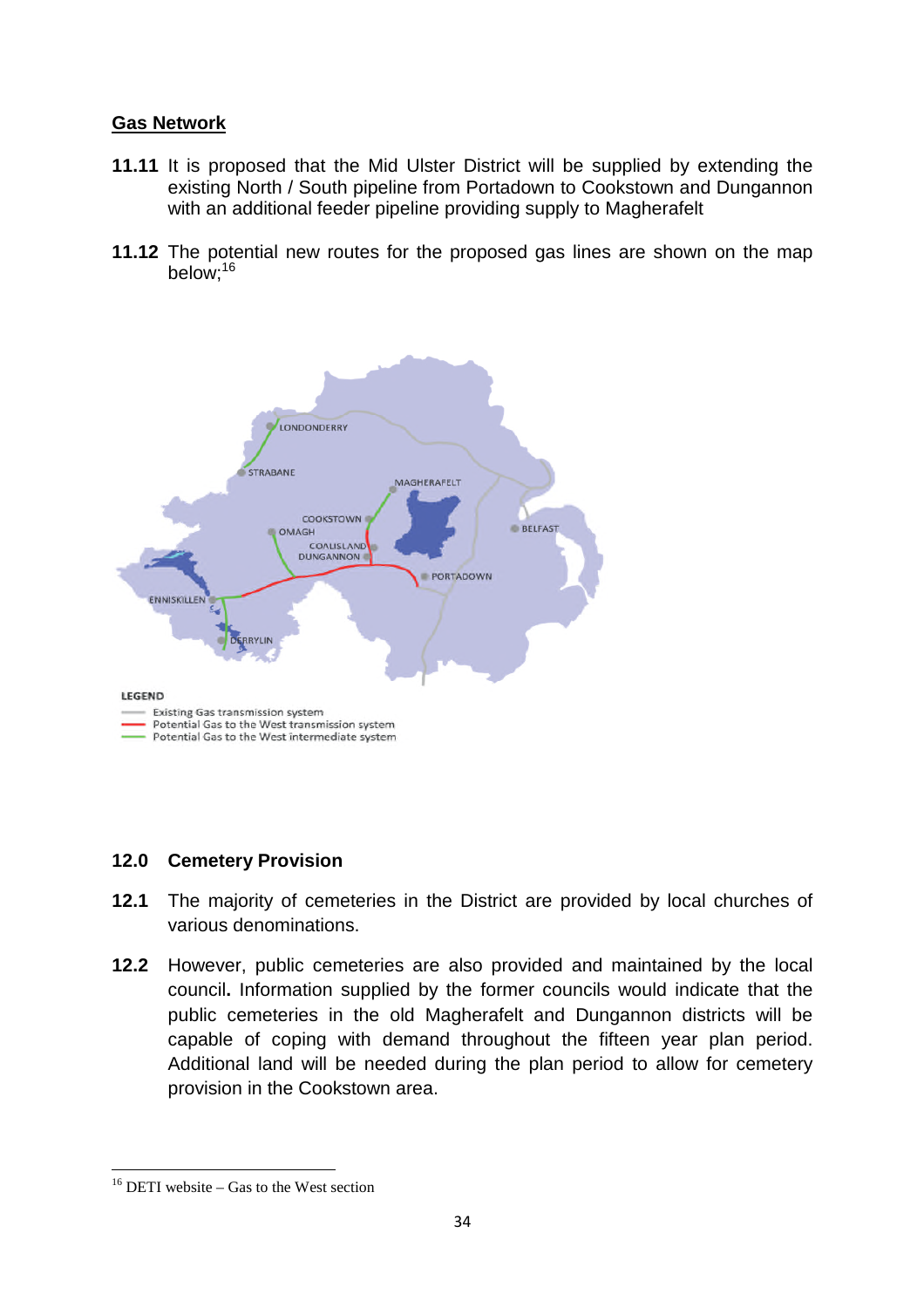## Gas Network

**11.11** It is proposed that the Mid Ulster District will be supplied by extending the existing North / South pipeline from Portadown to Cookstown and Dungannon with an additional feeder pipeline providing supply to Magherafelt

**11.12** The potential new routes for the proposed gas lines are shown on the map below;[16]

LEGEND

- Existing Gas transmission system
- Potential Gas to the West transmission system
- Potential Gas to the West intermediate system

## 12.0 Cemetery Provision

**12.1** The majority of cemeteries in the District are provided by local churches of various denominations.

**12.2** However, public cemeteries are also provided and maintained by the local council**.** Information supplied by the former councils would indicate that the public cemeteries in the old Magherafelt and Dungannon districts will be capable of coping with demand throughout the fifteen year plan period. Additional land will be needed during the plan period to allow for cemetery provision in the Cookstown area.

[16] DETI website – Gas to the West section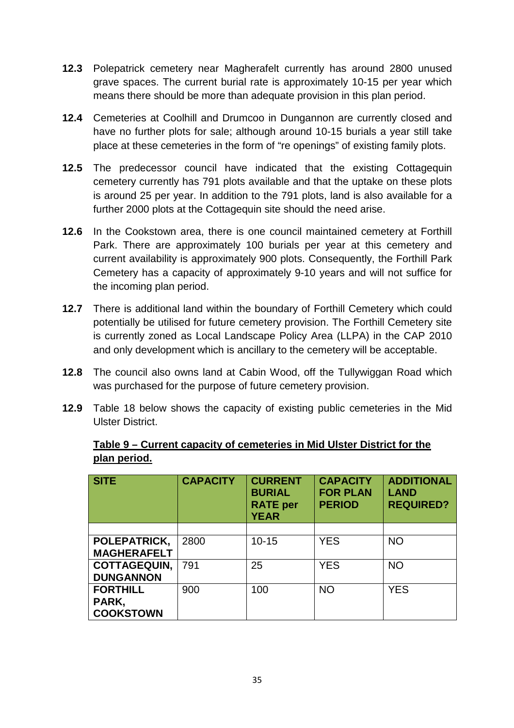**12.3** Polepatrick cemetery near Magherafelt currently has around 2800 unused grave spaces. The current burial rate is approximately 10-15 per year which means there should be more than adequate provision in this plan period.

**12.4** Cemeteries at Coolhill and Drumcoo in Dungannon are currently closed and have no further plots for sale; although around 10-15 burials a year still take place at these cemeteries in the form of "re openings" of existing family plots.

**12.5** The predecessor council have indicated that the existing Cottagequin cemetery currently has 791 plots available and that the uptake on these plots is around 25 per year. In addition to the 791 plots, land is also available for a further 2000 plots at the Cottagequin site should the need arise.

**12.6** In the Cookstown area, there is one council maintained cemetery at Forthill Park. There are approximately 100 burials per year at this cemetery and current availability is approximately 900 plots. Consequently, the Forthill Park Cemetery has a capacity of approximately 9-10 years and will not suffice for the incoming plan period.

**12.7** There is additional land within the boundary of Forthill Cemetery which could potentially be utilised for future cemetery provision. The Forthill Cemetery site is currently zoned as Local Landscape Policy Area (LLPA) in the CAP 2010 and only development which is ancillary to the cemetery will be acceptable.

**12.8** The council also owns land at Cabin Wood, off the Tullywiggan Road which was purchased for the purpose of future cemetery provision.

**12.9** Table 18 below shows the capacity of existing public cemeteries in the Mid Ulster District.

**Table 9 – Current capacity of cemeteries in Mid Ulster District for the plan period.**

| SITE | CAPACITY | CURRENT BURIAL RATE per YEAR | CAPACITY FOR PLAN PERIOD | ADDITIONAL LAND REQUIRED? |
|---|---|---|---|---|
| | | | | |
| **POLEPATRICK, MAGHERAFELT** | 2800 | 10-15 | YES | NO |
| **COTTAGEQUIN, DUNGANNON** | 791 | 25 | YES | NO |
| **FORTHILL PARK, COOKSTOWN** | 900 | 100 | NO | YES |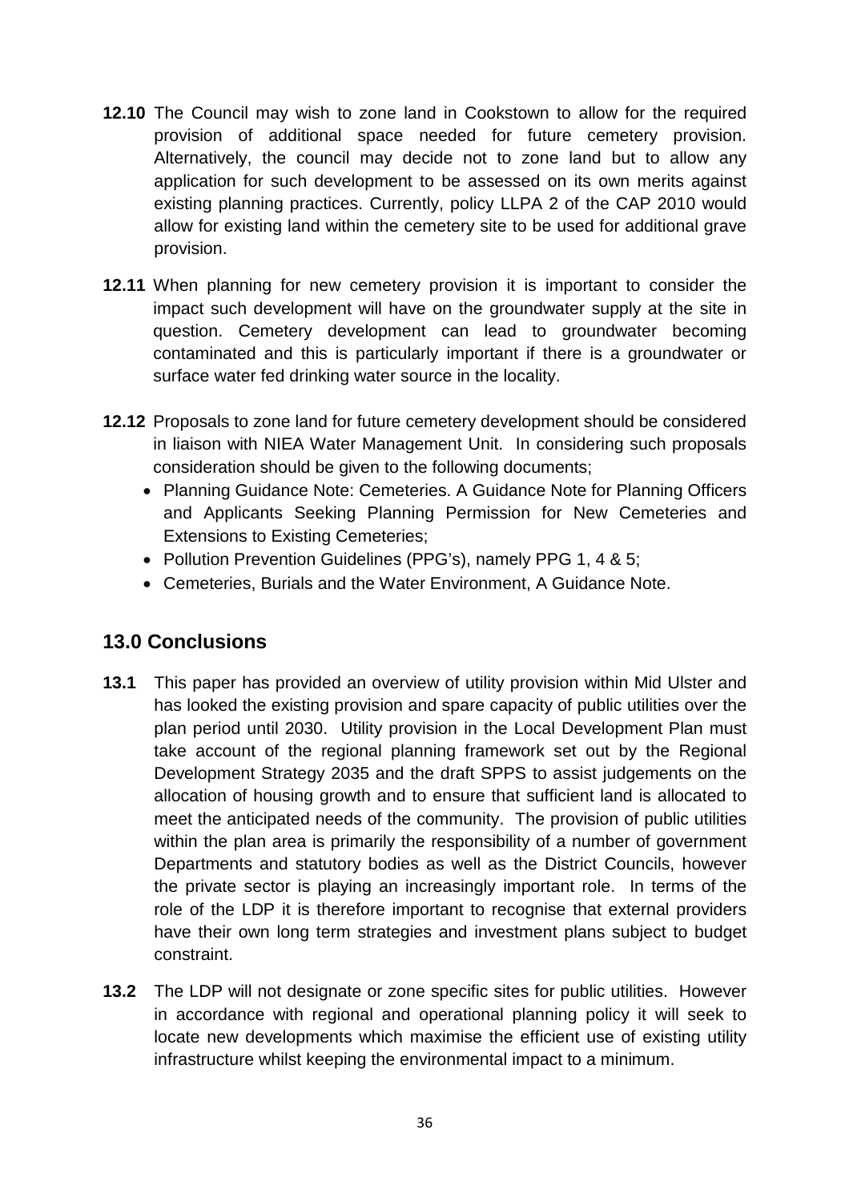**12.10** The Council may wish to zone land in Cookstown to allow for the required provision of additional space needed for future cemetery provision. Alternatively, the council may decide not to zone land but to allow any application for such development to be assessed on its own merits against existing planning practices. Currently, policy LLPA 2 of the CAP 2010 would allow for existing land within the cemetery site to be used for additional grave provision.

**12.11** When planning for new cemetery provision it is important to consider the impact such development will have on the groundwater supply at the site in question. Cemetery development can lead to groundwater becoming contaminated and this is particularly important if there is a groundwater or surface water fed drinking water source in the locality.

**12.12** Proposals to zone land for future cemetery development should be considered in liaison with NIEA Water Management Unit. In considering such proposals consideration should be given to the following documents;

- Planning Guidance Note: Cemeteries. A Guidance Note for Planning Officers and Applicants Seeking Planning Permission for New Cemeteries and Extensions to Existing Cemeteries;
- Pollution Prevention Guidelines (PPG's), namely PPG 1, 4 & 5;
- Cemeteries, Burials and the Water Environment, A Guidance Note.

## 13.0 Conclusions

**13.1** This paper has provided an overview of utility provision within Mid Ulster and has looked the existing provision and spare capacity of public utilities over the plan period until 2030. Utility provision in the Local Development Plan must take account of the regional planning framework set out by the Regional Development Strategy 2035 and the draft SPPS to assist judgements on the allocation of housing growth and to ensure that sufficient land is allocated to meet the anticipated needs of the community. The provision of public utilities within the plan area is primarily the responsibility of a number of government Departments and statutory bodies as well as the District Councils, however the private sector is playing an increasingly important role. In terms of the role of the LDP it is therefore important to recognise that external providers have their own long term strategies and investment plans subject to budget constraint.

**13.2** The LDP will not designate or zone specific sites for public utilities. However in accordance with regional and operational planning policy it will seek to locate new developments which maximise the efficient use of existing utility infrastructure whilst keeping the environmental impact to a minimum.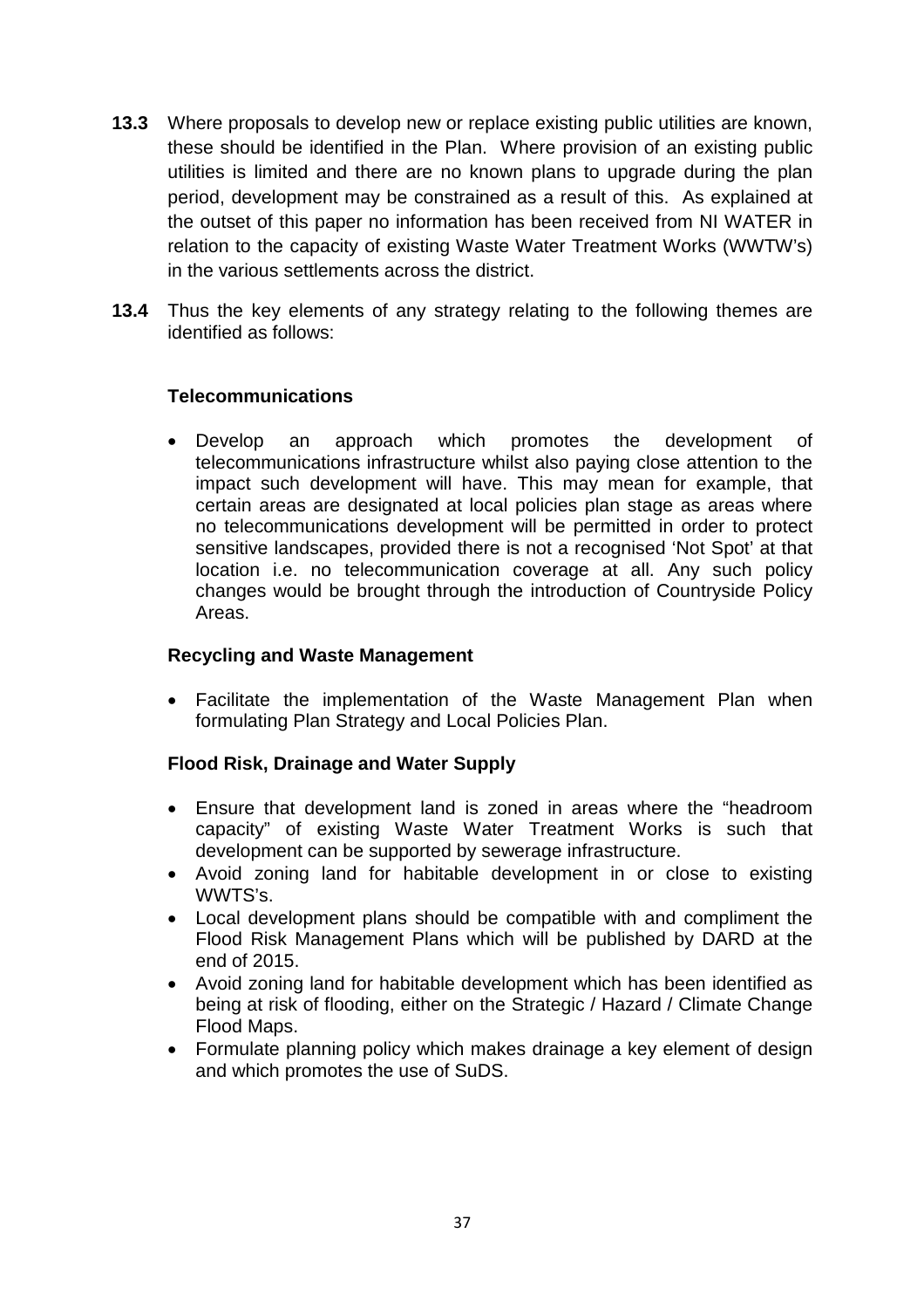**13.3** Where proposals to develop new or replace existing public utilities are known, these should be identified in the Plan. Where provision of an existing public utilities is limited and there are no known plans to upgrade during the plan period, development may be constrained as a result of this. As explained at the outset of this paper no information has been received from NI WATER in relation to the capacity of existing Waste Water Treatment Works (WWTW's) in the various settlements across the district.

**13.4** Thus the key elements of any strategy relating to the following themes are identified as follows:

**Telecommunications**

- Develop an approach which promotes the development of telecommunications infrastructure whilst also paying close attention to the impact such development will have. This may mean for example, that certain areas are designated at local policies plan stage as areas where no telecommunications development will be permitted in order to protect sensitive landscapes, provided there is not a recognised 'Not Spot' at that location i.e. no telecommunication coverage at all. Any such policy changes would be brought through the introduction of Countryside Policy Areas.

**Recycling and Waste Management**

- Facilitate the implementation of the Waste Management Plan when formulating Plan Strategy and Local Policies Plan.

**Flood Risk, Drainage and Water Supply**

- Ensure that development land is zoned in areas where the "headroom capacity" of existing Waste Water Treatment Works is such that development can be supported by sewerage infrastructure.
- Avoid zoning land for habitable development in or close to existing WWTS's.
- Local development plans should be compatible with and compliment the Flood Risk Management Plans which will be published by DARD at the end of 2015.
- Avoid zoning land for habitable development which has been identified as being at risk of flooding, either on the Strategic / Hazard / Climate Change Flood Maps.
- Formulate planning policy which makes drainage a key element of design and which promotes the use of SuDS.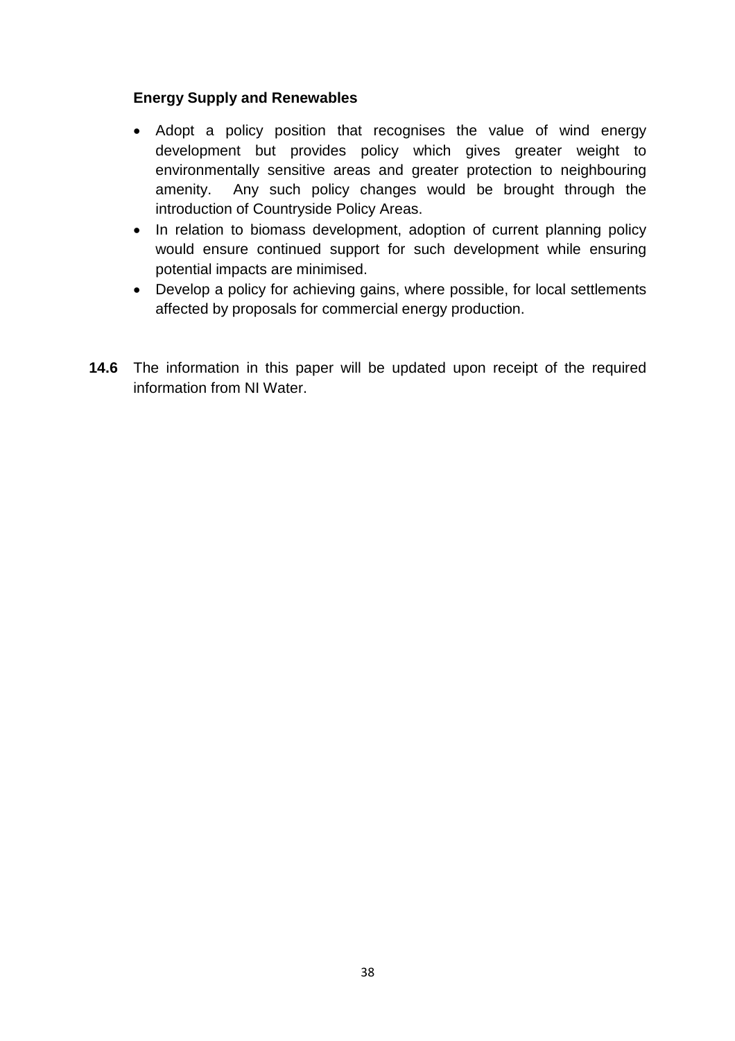**Energy Supply and Renewables**

- Adopt a policy position that recognises the value of wind energy development but provides policy which gives greater weight to environmentally sensitive areas and greater protection to neighbouring amenity. Any such policy changes would be brought through the introduction of Countryside Policy Areas.
- In relation to biomass development, adoption of current planning policy would ensure continued support for such development while ensuring potential impacts are minimised.
- Develop a policy for achieving gains, where possible, for local settlements affected by proposals for commercial energy production.

**14.6** The information in this paper will be updated upon receipt of the required information from NI Water.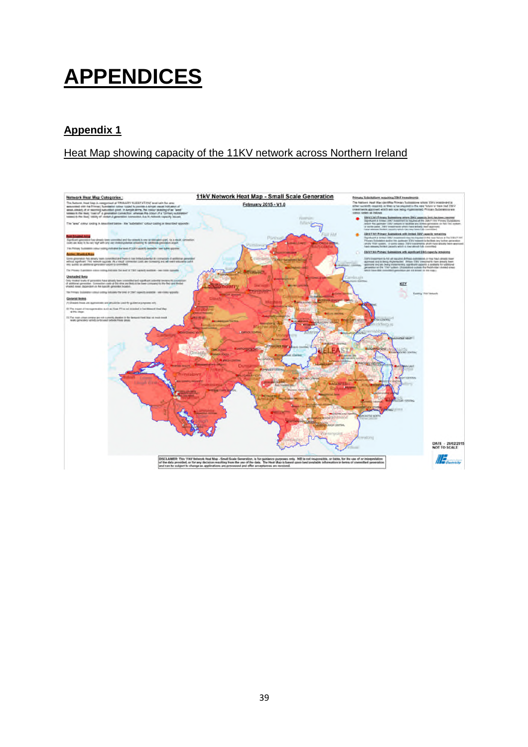# APPENDICES

## Appendix 1

Heat Map showing capacity of the 11KV network across Northern Ireland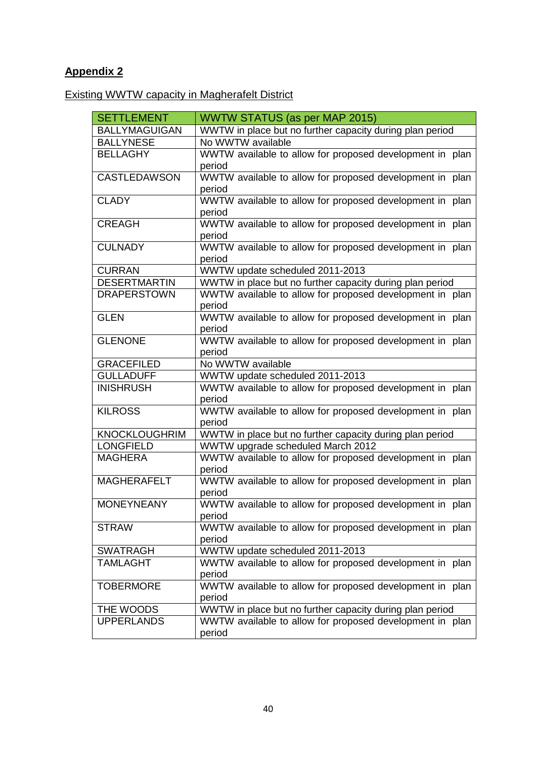**Appendix 2**

Existing WWTW capacity in Magherafelt District

| SETTLEMENT | WWTW STATUS (as per MAP 2015) |
| --- | --- |
| BALLYMAGUIGAN | WWTW in place but no further capacity during plan period |
| BALLYNESE | No WWTW available |
| BELLAGHY | WWTW available to allow for proposed development in plan period |
| CASTLEDAWSON | WWTW available to allow for proposed development in plan period |
| CLADY | WWTW available to allow for proposed development in plan period |
| CREAGH | WWTW available to allow for proposed development in plan period |
| CULNADY | WWTW available to allow for proposed development in plan period |
| CURRAN | WWTW update scheduled 2011-2013 |
| DESERTMARTIN | WWTW in place but no further capacity during plan period |
| DRAPERSTOWN | WWTW available to allow for proposed development in plan period |
| GLEN | WWTW available to allow for proposed development in plan period |
| GLENONE | WWTW available to allow for proposed development in plan period |
| GRACEFILED | No WWTW available |
| GULLADUFF | WWTW update scheduled 2011-2013 |
| INISHRUSH | WWTW available to allow for proposed development in plan period |
| KILROSS | WWTW available to allow for proposed development in plan period |
| KNOCKLOUGHRIM | WWTW in place but no further capacity during plan period |
| LONGFIELD | WWTW upgrade scheduled March 2012 |
| MAGHERA | WWTW available to allow for proposed development in plan period |
| MAGHERAFELT | WWTW available to allow for proposed development in plan period |
| MONEYNEANY | WWTW available to allow for proposed development in plan period |
| STRAW | WWTW available to allow for proposed development in plan period |
| SWATRAGH | WWTW update scheduled 2011-2013 |
| TAMLAGHT | WWTW available to allow for proposed development in plan period |
| TOBERMORE | WWTW available to allow for proposed development in plan period |
| THE WOODS | WWTW in place but no further capacity during plan period |
| UPPERLANDS | WWTW available to allow for proposed development in plan period |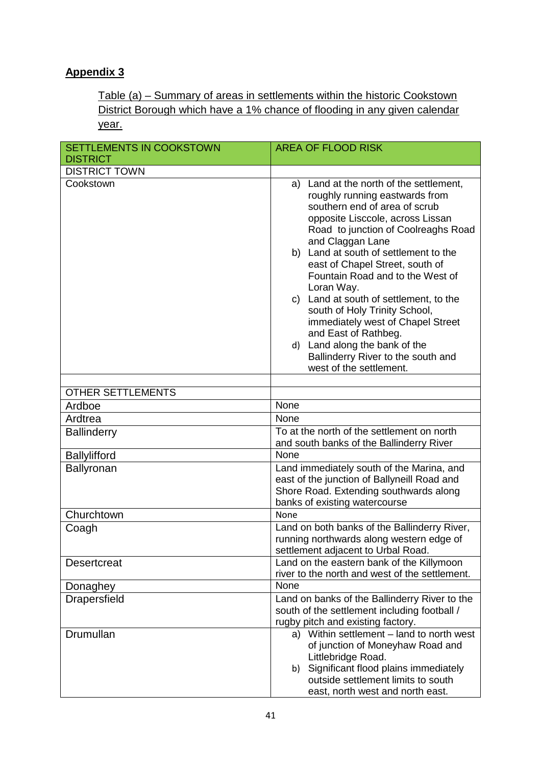**Appendix 3**

Table (a) – Summary of areas in settlements within the historic Cookstown District Borough which have a 1% chance of flooding in any given calendar year.

| SETTLEMENTS IN COOKSTOWN DISTRICT | AREA OF FLOOD RISK |
|---|---|
| DISTRICT TOWN | |
| Cookstown | a) Land at the north of the settlement, roughly running eastwards from southern end of area of scrub opposite Lisccole, across Lissan Road to junction of Coolreaghs Road and Claggan Lane<br>b) Land at south of settlement to the east of Chapel Street, south of Fountain Road and to the West of Loran Way.<br>c) Land at south of settlement, to the south of Holy Trinity School, immediately west of Chapel Street and East of Rathbeg.<br>d) Land along the bank of the Ballinderry River to the south and west of the settlement. |
| | |
| OTHER SETTLEMENTS | |
| Ardboe | None |
| Ardtrea | None |
| Ballinderry | To at the north of the settlement on north and south banks of the Ballinderry River |
| Ballylifford | None |
| Ballyronan | Land immediately south of the Marina, and east of the junction of Ballyneill Road and Shore Road. Extending southwards along banks of existing watercourse |
| Churchtown | None |
| Coagh | Land on both banks of the Ballinderry River, running northwards along western edge of settlement adjacent to Urbal Road. |
| Desertcreat | Land on the eastern bank of the Killymoon river to the north and west of the settlement. |
| Donaghey | None |
| Drapersfield | Land on banks of the Ballinderry River to the south of the settlement including football / rugby pitch and existing factory. |
| Drumullan | a) Within settlement – land to north west of junction of Moneyhaw Road and Littlebridge Road.<br>b) Significant flood plains immediately outside settlement limits to south east, north west and north east. |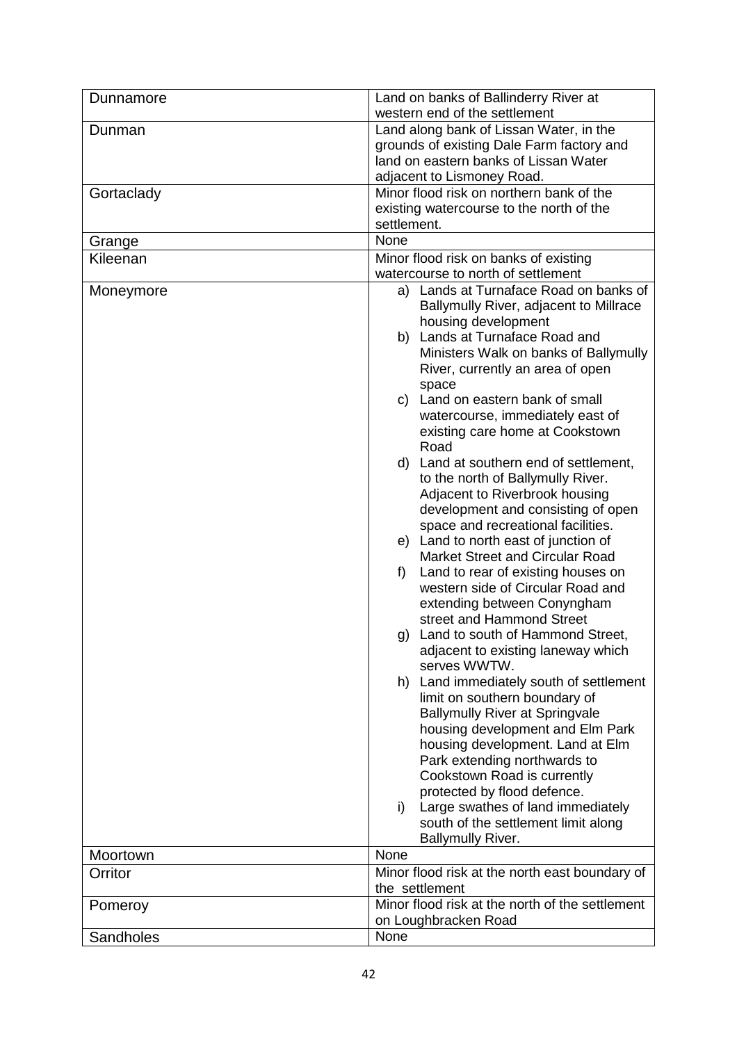| | |
|---|---|
| Dunnamore | Land on banks of Ballinderry River at western end of the settlement |
| Dunman | Land along bank of Lissan Water, in the grounds of existing Dale Farm factory and land on eastern banks of Lissan Water adjacent to Lismoney Road. |
| Gortaclady | Minor flood risk on northern bank of the existing watercourse to the north of the settlement. |
| Grange | None |
| Kileenan | Minor flood risk on banks of existing watercourse to north of settlement |
| Moneymore | a) Lands at Turnaface Road on banks of Ballymully River, adjacent to Millrace housing development<br>b) Lands at Turnaface Road and Ministers Walk on banks of Ballymully River, currently an area of open space<br>c) Land on eastern bank of small watercourse, immediately east of existing care home at Cookstown Road<br>d) Land at southern end of settlement, to the north of Ballymully River. Adjacent to Riverbrook housing development and consisting of open space and recreational facilities.<br>e) Land to north east of junction of Market Street and Circular Road<br>f) Land to rear of existing houses on western side of Circular Road and extending between Conyngham street and Hammond Street<br>g) Land to south of Hammond Street, adjacent to existing laneway which serves WWTW.<br>h) Land immediately south of settlement limit on southern boundary of Ballymully River at Springvale housing development and Elm Park housing development. Land at Elm Park extending northwards to Cookstown Road is currently protected by flood defence.<br>i) Large swathes of land immediately south of the settlement limit along Ballymully River. |
| Moortown | None |
| Orritor | Minor flood risk at the north east boundary of the settlement |
| Pomeroy | Minor flood risk at the north of the settlement on Loughbracken Road |
| Sandholes | None |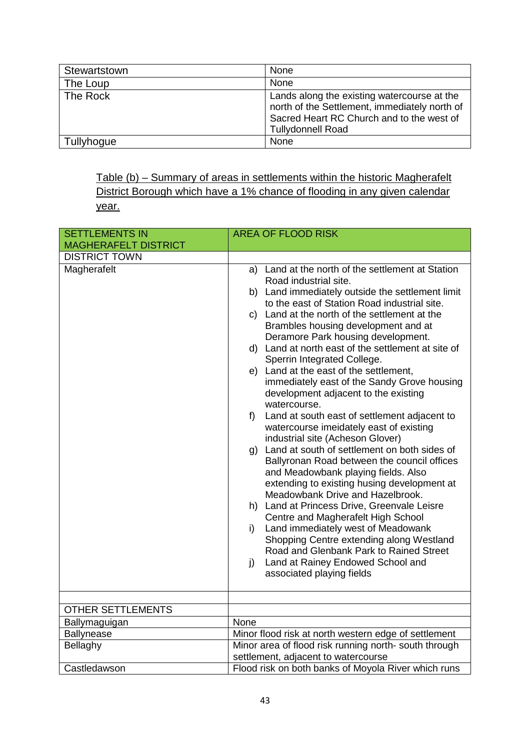| Stewartstown | None |
|---|---|
| The Loup | None |
| The Rock | Lands along the existing watercourse at the north of the Settlement, immediately north of Sacred Heart RC Church and to the west of Tullydonnell Road |
| Tullyhogue | None |

Table (b) – Summary of areas in settlements within the historic Magherafelt District Borough which have a 1% chance of flooding in any given calendar year.

| SETTLEMENTS IN MAGHERAFELT DISTRICT | AREA OF FLOOD RISK |
|---|---|
| DISTRICT TOWN | |
| Magherafelt | a) Land at the north of the settlement at Station Road industrial site.<br>b) Land immediately outside the settlement limit to the east of Station Road industrial site.<br>c) Land at the north of the settlement at the Brambles housing development and at Deramore Park housing development.<br>d) Land at north east of the settlement at site of Sperrin Integrated College.<br>e) Land at the east of the settlement, immediately east of the Sandy Grove housing development adjacent to the existing watercourse.<br>f) Land at south east of settlement adjacent to watercourse imeidately east of existing industrial site (Acheson Glover)<br>g) Land at south of settlement on both sides of Ballyronan Road between the council offices and Meadowbank playing fields. Also extending to existing husing development at Meadowbank Drive and Hazelbrook.<br>h) Land at Princess Drive, Greenvale Leisre Centre and Magherafelt High School<br>i) Land immediately west of Meadowank Shopping Centre extending along Westland Road and Glenbank Park to Rained Street<br>j) Land at Rainey Endowed School and associated playing fields |
| | |
| OTHER SETTLEMENTS | |
| Ballymaguigan | None |
| Ballynease | Minor flood risk at north western edge of settlement |
| Bellaghy | Minor area of flood risk running north- south through settlement, adjacent to watercourse |
| Castledawson | Flood risk on both banks of Moyola River which runs |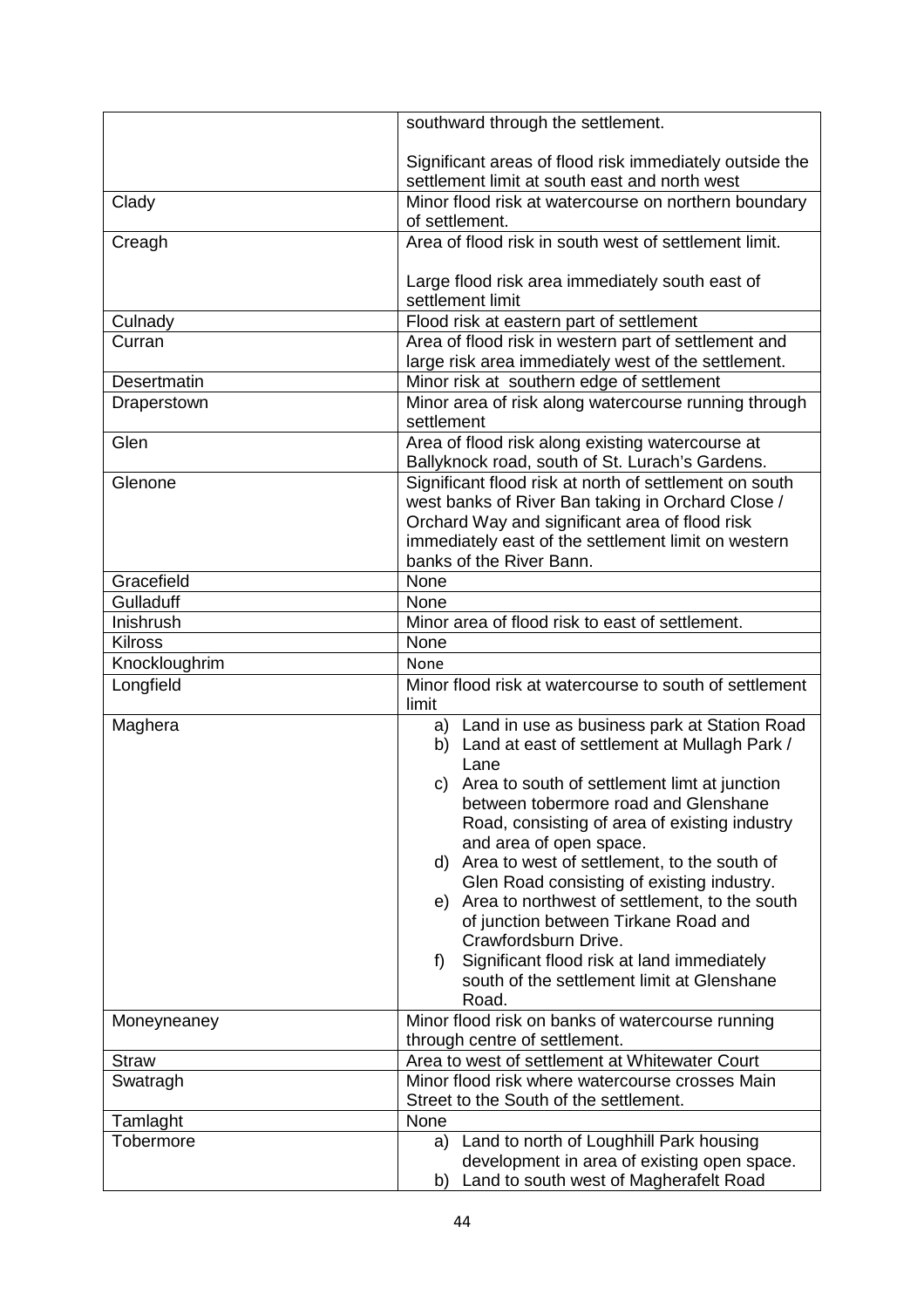| | |
|---|---|
| | southward through the settlement.<br><br>Significant areas of flood risk immediately outside the settlement limit at south east and north west |
| Clady | Minor flood risk at watercourse on northern boundary of settlement. |
| Creagh | Area of flood risk in south west of settlement limit.<br><br>Large flood risk area immediately south east of settlement limit |
| Culnady | Flood risk at eastern part of settlement |
| Curran | Area of flood risk in western part of settlement and large risk area immediately west of the settlement. |
| Desertmatin | Minor risk at southern edge of settlement |
| Draperstown | Minor area of risk along watercourse running through settlement |
| Glen | Area of flood risk along existing watercourse at Ballyknock road, south of St. Lurach's Gardens. |
| Glenone | Significant flood risk at north of settlement on south west banks of River Ban taking in Orchard Close / Orchard Way and significant area of flood risk immediately east of the settlement limit on western banks of the River Bann. |
| Gracefield | None |
| Gulladuff | None |
| Inishrush | Minor area of flood risk to east of settlement. |
| Kilross | None |
| Knockloughrim | None |
| Longfield | Minor flood risk at watercourse to south of settlement limit |
| Maghera | a) Land in use as business park at Station Road<br>b) Land at east of settlement at Mullagh Park / Lane<br>c) Area to south of settlement limt at junction between tobermore road and Glenshane Road, consisting of area of existing industry and area of open space.<br>d) Area to west of settlement, to the south of Glen Road consisting of existing industry.<br>e) Area to northwest of settlement, to the south of junction between Tirkane Road and Crawfordsburn Drive.<br>f) Significant flood risk at land immediately south of the settlement limit at Glenshane Road. |
| Moneyneaney | Minor flood risk on banks of watercourse running through centre of settlement. |
| Straw | Area to west of settlement at Whitewater Court |
| Swatragh | Minor flood risk where watercourse crosses Main Street to the South of the settlement. |
| Tamlaght | None |
| Tobermore | a) Land to north of Loughhill Park housing development in area of existing open space.<br>b) Land to south west of Magherafelt Road |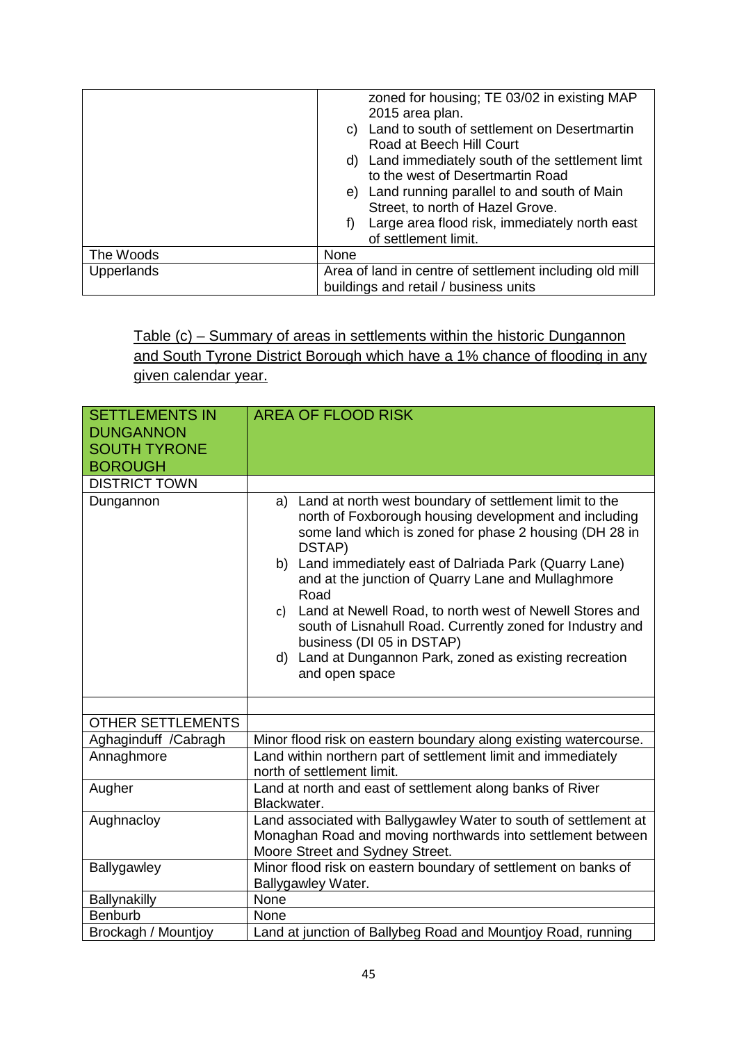| | |
|---|---|
| | zoned for housing; TE 03/02 in existing MAP 2015 area plan.<br>c) Land to south of settlement on Desertmartin Road at Beech Hill Court<br>d) Land immediately south of the settlement limt to the west of Desertmartin Road<br>e) Land running parallel to and south of Main Street, to north of Hazel Grove.<br>f) Large area flood risk, immediately north east of settlement limit. |
| The Woods | None |
| Upperlands | Area of land in centre of settlement including old mill buildings and retail / business units |

<u>Table (c) – Summary of areas in settlements within the historic Dungannon and South Tyrone District Borough which have a 1% chance of flooding in any given calendar year.</u>

| SETTLEMENTS IN DUNGANNON SOUTH TYRONE BOROUGH | AREA OF FLOOD RISK |
|---|---|
| DISTRICT TOWN | |
| Dungannon | a) Land at north west boundary of settlement limit to the north of Foxborough housing development and including some land which is zoned for phase 2 housing (DH 28 in DSTAP)<br>b) Land immediately east of Dalriada Park (Quarry Lane) and at the junction of Quarry Lane and Mullaghmore Road<br>c) Land at Newell Road, to north west of Newell Stores and south of Lisnahull Road. Currently zoned for Industry and business (DI 05 in DSTAP)<br>d) Land at Dungannon Park, zoned as existing recreation and open space |
| | |
| OTHER SETTLEMENTS | |
| Aghaginduff /Cabragh | Minor flood risk on eastern boundary along existing watercourse. |
| Annaghmore | Land within northern part of settlement limit and immediately north of settlement limit. |
| Augher | Land at north and east of settlement along banks of River Blackwater. |
| Aughnacloy | Land associated with Ballygawley Water to south of settlement at Monaghan Road and moving northwards into settlement between Moore Street and Sydney Street. |
| Ballygawley | Minor flood risk on eastern boundary of settlement on banks of Ballygawley Water. |
| Ballynakilly | None |
| Benburb | None |
| Brockagh / Mountjoy | Land at junction of Ballybeg Road and Mountjoy Road, running |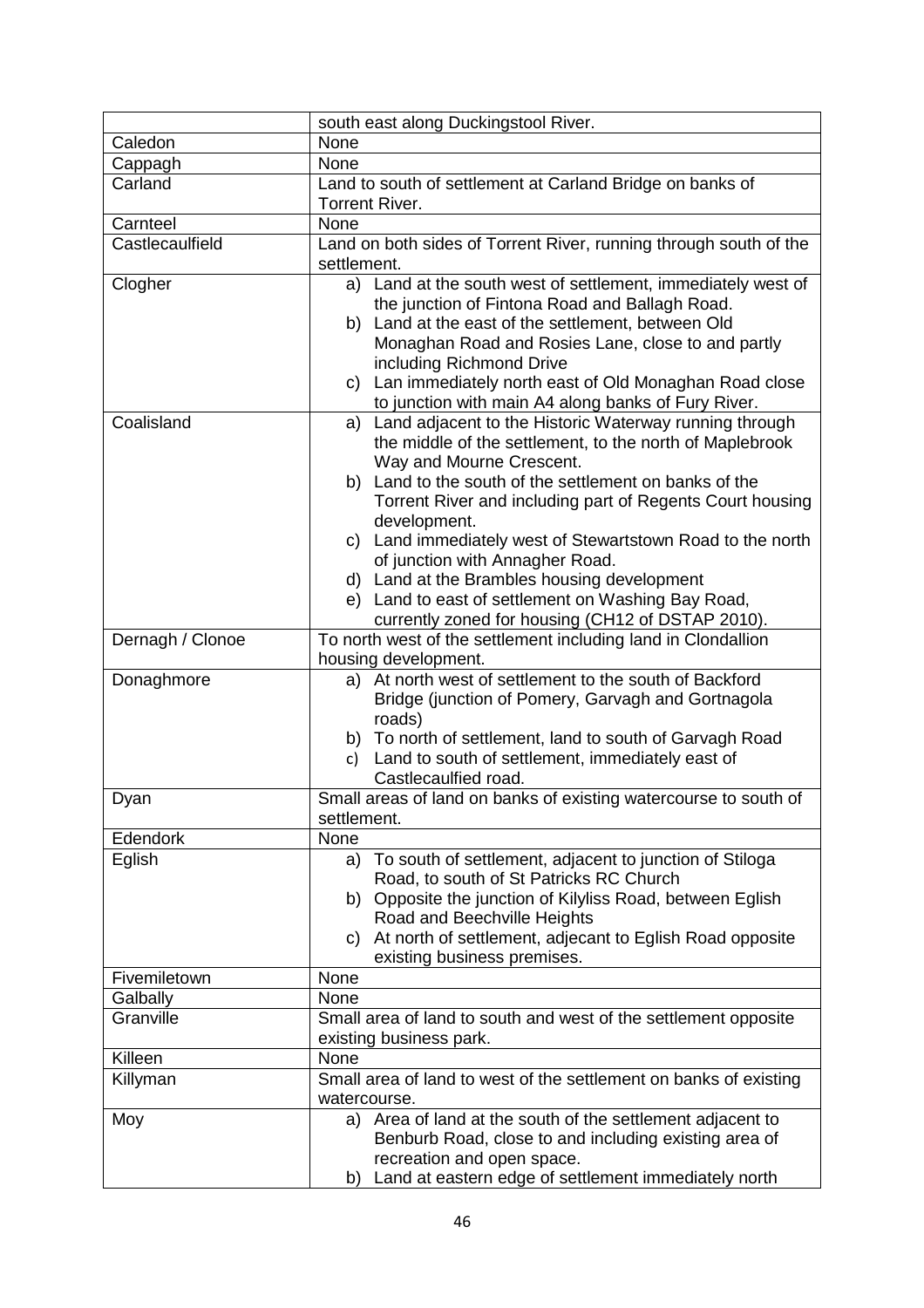|  |  |
|---|---|
|  | south east along Duckingstool River. |
| Caledon | None |
| Cappagh | None |
| Carland | Land to south of settlement at Carland Bridge on banks of Torrent River. |
| Carnteel | None |
| Castlecaulfield | Land on both sides of Torrent River, running through south of the settlement. |
| Clogher | a) Land at the south west of settlement, immediately west of the junction of Fintona Road and Ballagh Road.<br>b) Land at the east of the settlement, between Old Monaghan Road and Rosies Lane, close to and partly including Richmond Drive<br>c) Lan immediately north east of Old Monaghan Road close to junction with main A4 along banks of Fury River. |
| Coalisland | a) Land adjacent to the Historic Waterway running through the middle of the settlement, to the north of Maplebrook Way and Mourne Crescent.<br>b) Land to the south of the settlement on banks of the Torrent River and including part of Regents Court housing development.<br>c) Land immediately west of Stewartstown Road to the north of junction with Annagher Road.<br>d) Land at the Brambles housing development<br>e) Land to east of settlement on Washing Bay Road, currently zoned for housing (CH12 of DSTAP 2010). |
| Dernagh / Clonoe | To north west of the settlement including land in Clondallion housing development. |
| Donaghmore | a) At north west of settlement to the south of Backford Bridge (junction of Pomery, Garvagh and Gortnagola roads)<br>b) To north of settlement, land to south of Garvagh Road<br>c) Land to south of settlement, immediately east of Castlecaulfied road. |
| Dyan | Small areas of land on banks of existing watercourse to south of settlement. |
| Edendork | None |
| Eglish | a) To south of settlement, adjacent to junction of Stiloga Road, to south of St Patricks RC Church<br>b) Opposite the junction of Kilyliss Road, between Eglish Road and Beechville Heights<br>c) At north of settlement, adjecant to Eglish Road opposite existing business premises. |
| Fivemiletown | None |
| Galbally | None |
| Granville | Small area of land to south and west of the settlement opposite existing business park. |
| Killeen | None |
| Killyman | Small area of land to west of the settlement on banks of existing watercourse. |
| Moy | a) Area of land at the south of the settlement adjacent to Benburb Road, close to and including existing area of recreation and open space.<br>b) Land at eastern edge of settlement immediately north |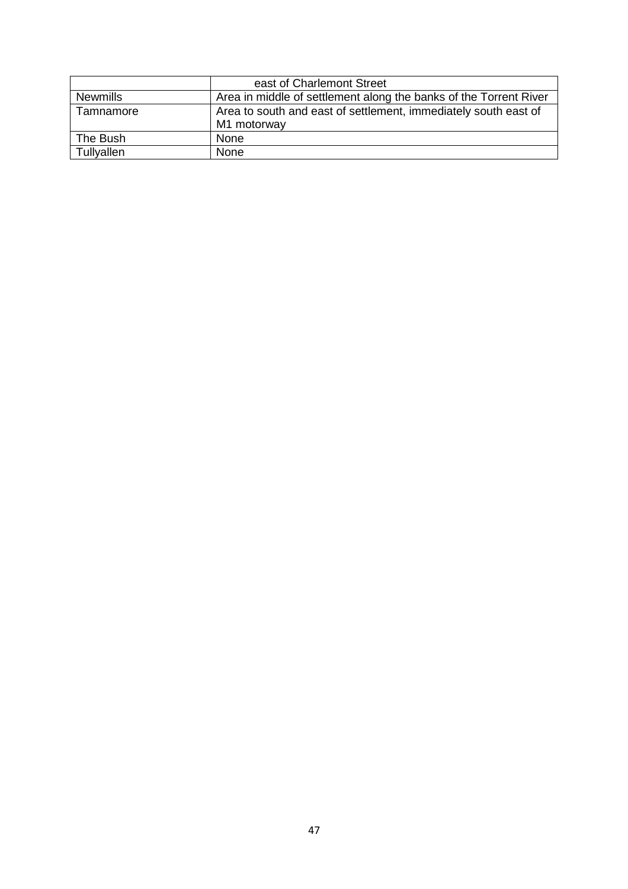| | |
|---|---|
| | east of Charlemont Street |
| Newmills | Area in middle of settlement along the banks of the Torrent River |
| Tamnamore | Area to south and east of settlement, immediately south east of M1 motorway |
| The Bush | None |
| Tullyallen | None |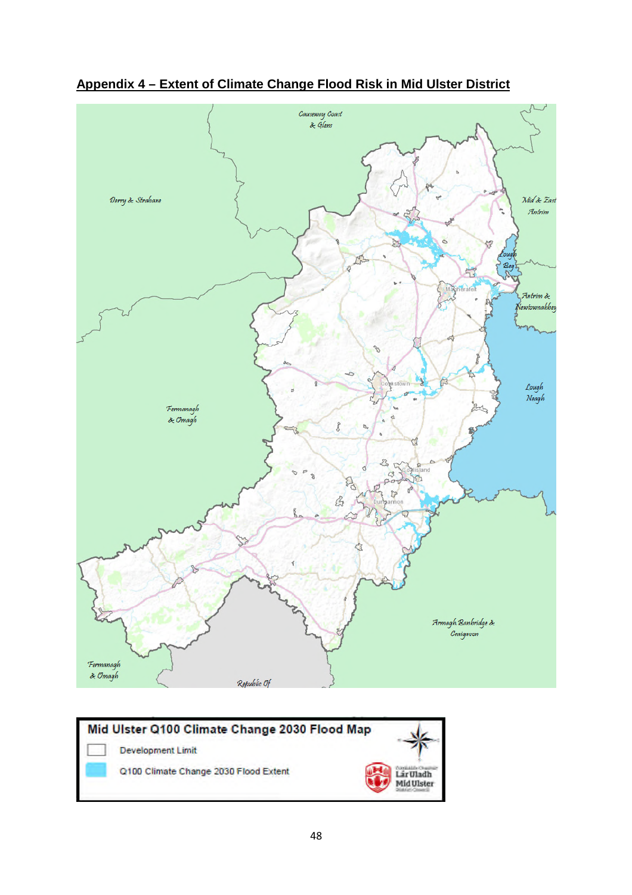## Appendix 4 – Extent of Climate Change Flood Risk in Mid Ulster District

Causeway Coast & Glens

Derry & Strabane

Mid & East Antrim

Lough Beg

Magherafelt

Antrim & Newtownabbey

Cookstown

Lough Neagh

Fermanagh & Omagh

Coalisland

Dungannon

Armagh Banbridge & Craigavon

Fermanagh & Omagh

Republic Of

**Mid Ulster Q100 Climate Change 2030 Flood Map**

Development Limit

Q100 Climate Change 2030 Flood Extent

Lár Uladh

Mid Ulster